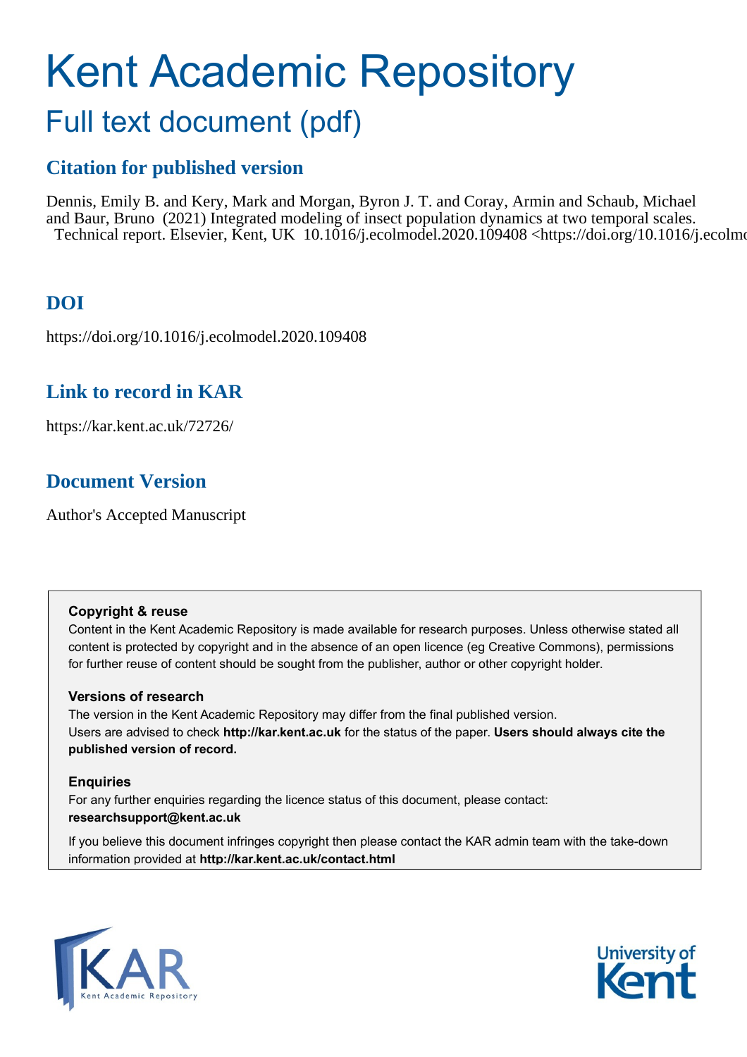# Kent Academic Repository

## Full text document (pdf)

### Citation for published version

Dennis, Emily B. and Kery, Mark and Morgan, Byron J. T. and Coray, Armin and Schaub, Michael and Baur, Bruno (2021) Integrated modeling of insect population dynamics at two temporal scales. Technical report. Elsevier, Kent, UK 10.1016/j.ecolmodel.2020.109408 <https://doi.org/10.1016/j.ecolmo

### DOI

https://doi.org/10.1016/j.ecolmodel.2020.109408

### Link to record in KAR

https://kar.kent.ac.uk/72726/

### Document Version

Author's Accepted Manuscript

**Copyright & reuse**

Content in the Kent Academic Repository is made available for research purposes. Unless otherwise stated all content is protected by copyright and in the absence of an open licence (eg Creative Commons), permissions for further reuse of content should be sought from the publisher, author or other copyright holder.

**Versions of research**

The version in the Kent Academic Repository may differ from the final published version. Users are advised to check **http://kar.kent.ac.uk** for the status of the paper. **Users should always cite the published version of record.**

**Enquiries**

For any further enquiries regarding the licence status of this document, please contact: **researchsupport@kent.ac.uk**

If you believe this document infringes copyright then please contact the KAR admin team with the take-down information provided at **http://kar.kent.ac.uk/contact.html**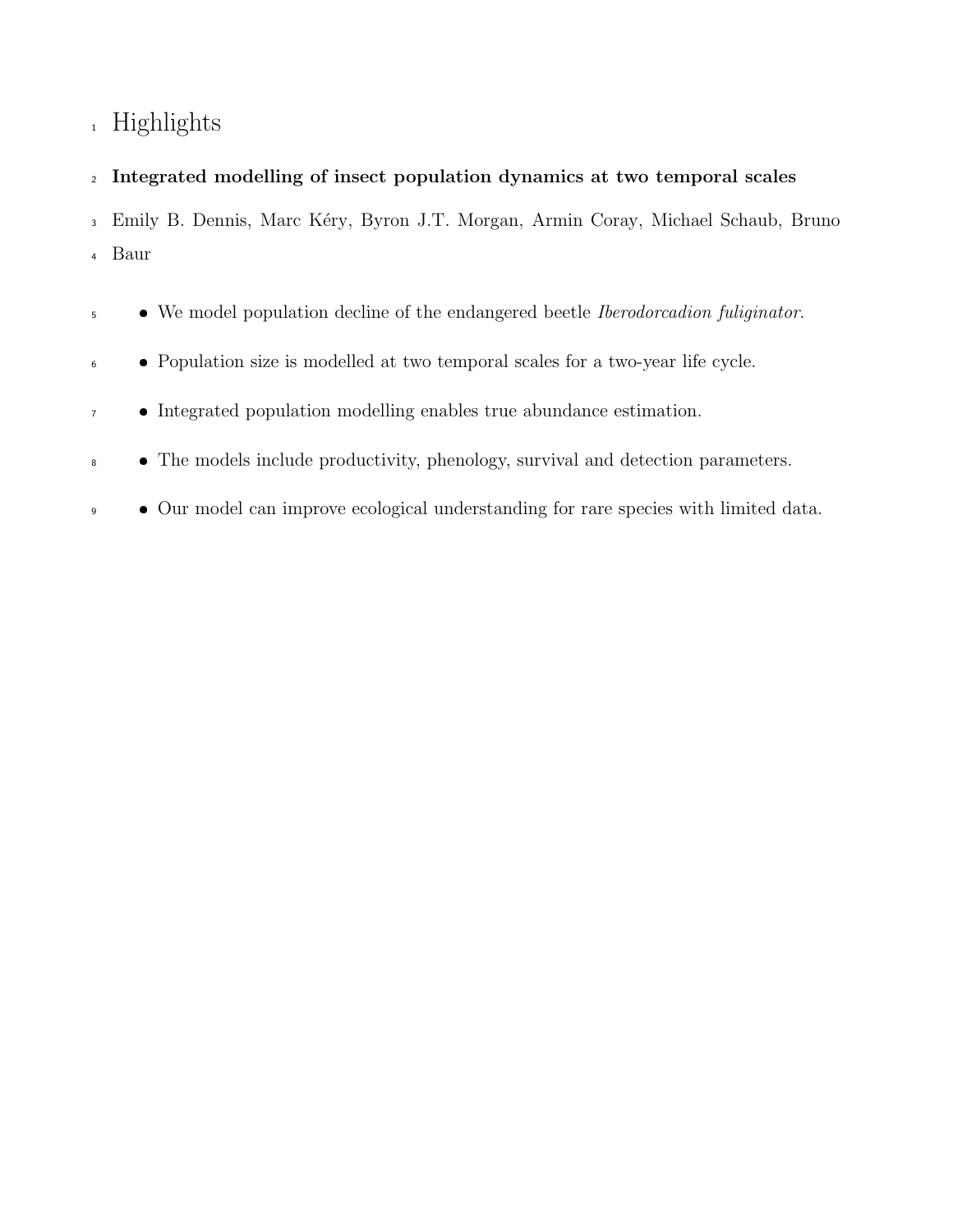# Highlights

**Integrated modelling of insect population dynamics at two temporal scales**

Emily B. Dennis, Marc Kéry, Byron J.T. Morgan, Armin Coray, Michael Schaub, Bruno Baur

- We model population decline of the endangered beetle *Iberodorcadion fuliginator*.
- Population size is modelled at two temporal scales for a two-year life cycle.
- Integrated population modelling enables true abundance estimation.
- The models include productivity, phenology, survival and detection parameters.
- Our model can improve ecological understanding for rare species with limited data.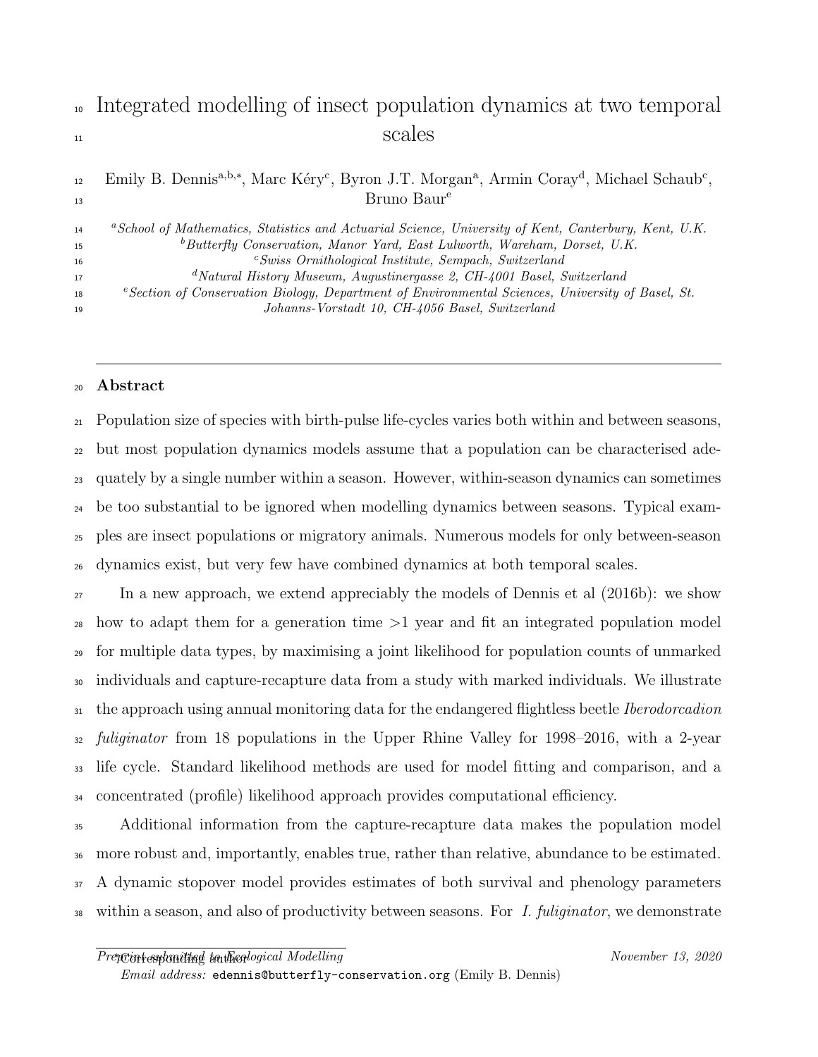# Integrated modelling of insect population dynamics at two temporal scales

Emily B. Dennis[a,b,*], Marc Kéry[c], Byron J.T. Morgan[a], Armin Coray[d], Michael Schaub[c], Bruno Baur[e]

[a]*School of Mathematics, Statistics and Actuarial Science, University of Kent, Canterbury, Kent, U.K.*
[b]*Butterfly Conservation, Manor Yard, East Lulworth, Wareham, Dorset, U.K.*
[c]*Swiss Ornithological Institute, Sempach, Switzerland*
[d]*Natural History Museum, Augustinergasse 2, CH-4001 Basel, Switzerland*
[e]*Section of Conservation Biology, Department of Environmental Sciences, University of Basel, St. Johanns-Vorstadt 10, CH-4056 Basel, Switzerland*

## Abstract

Population size of species with birth-pulse life-cycles varies both within and between seasons, but most population dynamics models assume that a population can be characterised adequately by a single number within a season. However, within-season dynamics can sometimes be too substantial to be ignored when modelling dynamics between seasons. Typical examples are insect populations or migratory animals. Numerous models for only between-season dynamics exist, but very few have combined dynamics at both temporal scales.

In a new approach, we extend appreciably the models of Dennis et al (2016b): we show how to adapt them for a generation time >1 year and fit an integrated population model for multiple data types, by maximising a joint likelihood for population counts of unmarked individuals and capture-recapture data from a study with marked individuals. We illustrate the approach using annual monitoring data for the endangered flightless beetle *Iberodorcadion fuliginator* from 18 populations in the Upper Rhine Valley for 1998–2016, with a 2-year life cycle. Standard likelihood methods are used for model fitting and comparison, and a concentrated (profile) likelihood approach provides computational efficiency.

Additional information from the capture-recapture data makes the population model more robust and, importantly, enables true, rather than relative, abundance to be estimated. A dynamic stopover model provides estimates of both survival and phenology parameters within a season, and also of productivity between seasons. For *I. fuliginator*, we demonstrate

*Corresponding author
*Email address:* edennis@butterfly-conservation.org (Emily B. Dennis)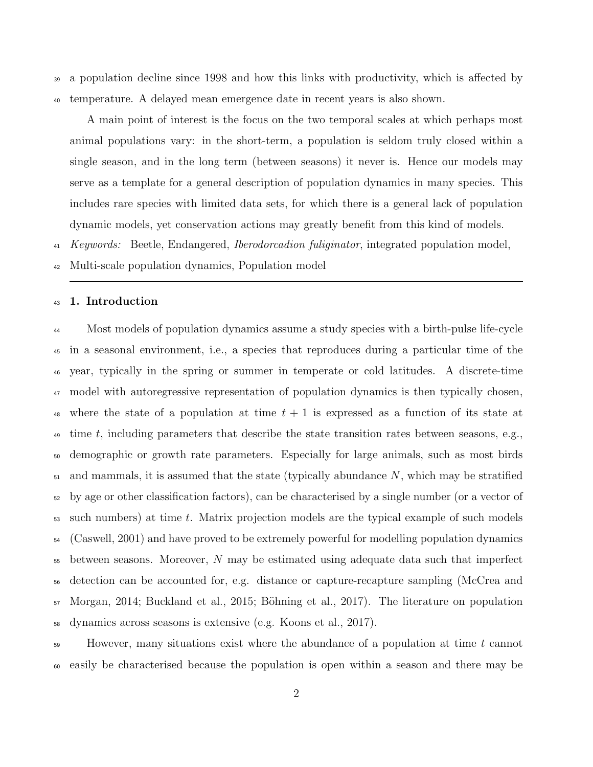a population decline since 1998 and how this links with productivity, which is affected by temperature. A delayed mean emergence date in recent years is also shown.

A main point of interest is the focus on the two temporal scales at which perhaps most animal populations vary: in the short-term, a population is seldom truly closed within a single season, and in the long term (between seasons) it never is. Hence our models may serve as a template for a general description of population dynamics in many species. This includes rare species with limited data sets, for which there is a general lack of population dynamic models, yet conservation actions may greatly benefit from this kind of models.

*Keywords:* Beetle, Endangered, *Iberodorcadion fuliginator*, integrated population model, Multi-scale population dynamics, Population model

## 1. Introduction

Most models of population dynamics assume a study species with a birth-pulse life-cycle in a seasonal environment, i.e., a species that reproduces during a particular time of the year, typically in the spring or summer in temperate or cold latitudes. A discrete-time model with autoregressive representation of population dynamics is then typically chosen, where the state of a population at time $t + 1$ is expressed as a function of its state at time $t$, including parameters that describe the state transition rates between seasons, e.g., demographic or growth rate parameters. Especially for large animals, such as most birds and mammals, it is assumed that the state (typically abundance $N$, which may be stratified by age or other classification factors), can be characterised by a single number (or a vector of such numbers) at time $t$. Matrix projection models are the typical example of such models (Caswell, 2001) and have proved to be extremely powerful for modelling population dynamics between seasons. Moreover, $N$ may be estimated using adequate data such that imperfect detection can be accounted for, e.g. distance or capture-recapture sampling (McCrea and Morgan, 2014; Buckland et al., 2015; Böhning et al., 2017). The literature on population dynamics across seasons is extensive (e.g. Koons et al., 2017).

However, many situations exist where the abundance of a population at time $t$ cannot easily be characterised because the population is open within a season and there may be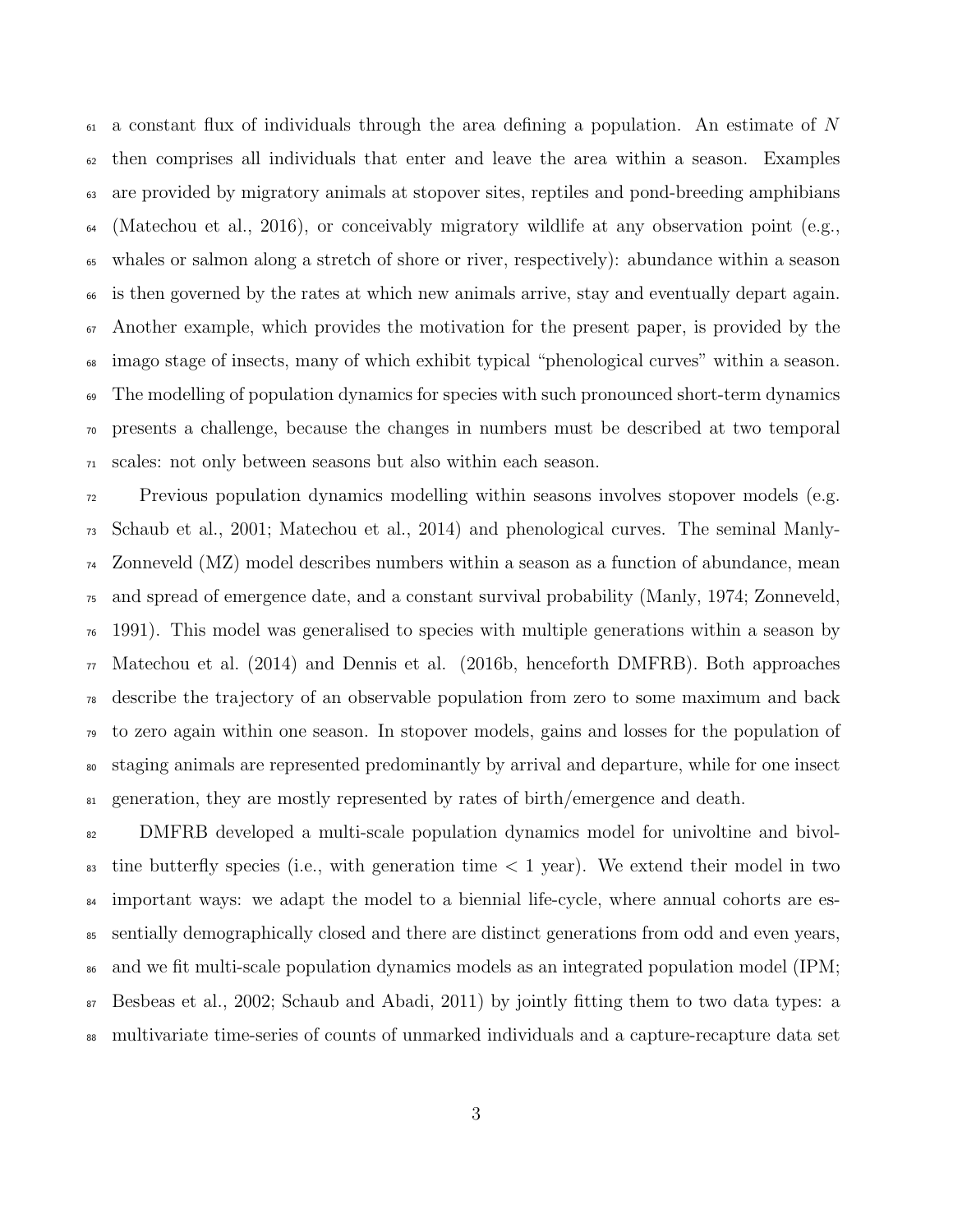a constant flux of individuals through the area defining a population. An estimate of $N$ then comprises all individuals that enter and leave the area within a season. Examples are provided by migratory animals at stopover sites, reptiles and pond-breeding amphibians (Matechou et al., 2016), or conceivably migratory wildlife at any observation point (e.g., whales or salmon along a stretch of shore or river, respectively): abundance within a season is then governed by the rates at which new animals arrive, stay and eventually depart again. Another example, which provides the motivation for the present paper, is provided by the imago stage of insects, many of which exhibit typical "phenological curves" within a season. The modelling of population dynamics for species with such pronounced short-term dynamics presents a challenge, because the changes in numbers must be described at two temporal scales: not only between seasons but also within each season.

Previous population dynamics modelling within seasons involves stopover models (e.g. Schaub et al., 2001; Matechou et al., 2014) and phenological curves. The seminal Manly-Zonneveld (MZ) model describes numbers within a season as a function of abundance, mean and spread of emergence date, and a constant survival probability (Manly, 1974; Zonneveld, 1991). This model was generalised to species with multiple generations within a season by Matechou et al. (2014) and Dennis et al. (2016b, henceforth DMFRB). Both approaches describe the trajectory of an observable population from zero to some maximum and back to zero again within one season. In stopover models, gains and losses for the population of staging animals are represented predominantly by arrival and departure, while for one insect generation, they are mostly represented by rates of birth/emergence and death.

DMFRB developed a multi-scale population dynamics model for univoltine and bivoltine butterfly species (i.e., with generation time $< 1$ year). We extend their model in two important ways: we adapt the model to a biennial life-cycle, where annual cohorts are essentially demographically closed and there are distinct generations from odd and even years, and we fit multi-scale population dynamics models as an integrated population model (IPM; Besbeas et al., 2002; Schaub and Abadi, 2011) by jointly fitting them to two data types: a multivariate time-series of counts of unmarked individuals and a capture-recapture data set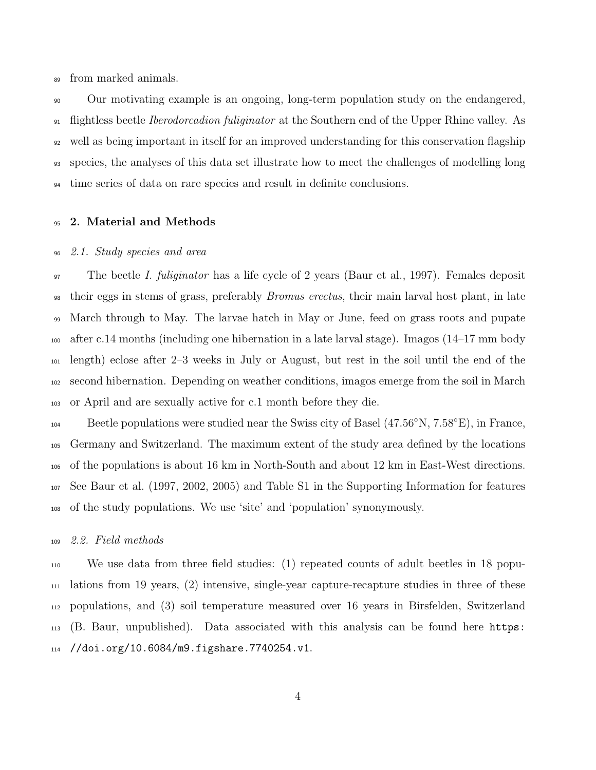from marked animals.

Our motivating example is an ongoing, long-term population study on the endangered, flightless beetle *Iberodorcadion fuliginator* at the Southern end of the Upper Rhine valley. As well as being important in itself for an improved understanding for this conservation flagship species, the analyses of this data set illustrate how to meet the challenges of modelling long time series of data on rare species and result in definite conclusions.

## 2. Material and Methods

### *2.1. Study species and area*

The beetle *I. fuliginator* has a life cycle of 2 years (Baur et al., 1997). Females deposit their eggs in stems of grass, preferably *Bromus erectus*, their main larval host plant, in late March through to May. The larvae hatch in May or June, feed on grass roots and pupate after c.14 months (including one hibernation in a late larval stage). Imagos (14–17 mm body length) eclose after 2–3 weeks in July or August, but rest in the soil until the end of the second hibernation. Depending on weather conditions, imagos emerge from the soil in March or April and are sexually active for c.1 month before they die.

Beetle populations were studied near the Swiss city of Basel (47.56°N, 7.58°E), in France, Germany and Switzerland. The maximum extent of the study area defined by the locations of the populations is about 16 km in North-South and about 12 km in East-West directions. See Baur et al. (1997, 2002, 2005) and Table S1 in the Supporting Information for features of the study populations. We use 'site' and 'population' synonymously.

### *2.2. Field methods*

We use data from three field studies: (1) repeated counts of adult beetles in 18 populations from 19 years, (2) intensive, single-year capture-recapture studies in three of these populations, and (3) soil temperature measured over 16 years in Birsfelden, Switzerland (B. Baur, unpublished). Data associated with this analysis can be found here `https://doi.org/10.6084/m9.figshare.7740254.v1`.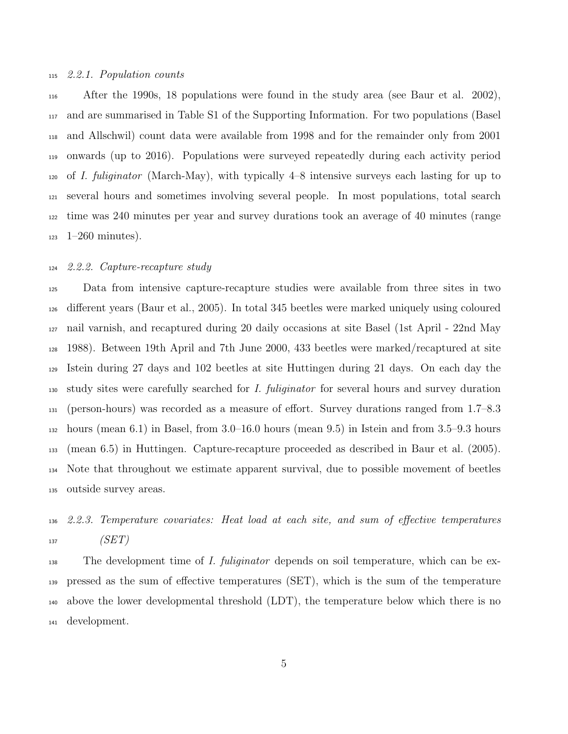#### 2.2.1. Population counts

After the 1990s, 18 populations were found in the study area (see Baur et al. 2002), and are summarised in Table S1 of the Supporting Information. For two populations (Basel and Allschwil) count data were available from 1998 and for the remainder only from 2001 onwards (up to 2016). Populations were surveyed repeatedly during each activity period of *I. fuliginator* (March-May), with typically 4–8 intensive surveys each lasting for up to several hours and sometimes involving several people. In most populations, total search time was 240 minutes per year and survey durations took an average of 40 minutes (range 1–260 minutes).

#### 2.2.2. Capture-recapture study

Data from intensive capture-recapture studies were available from three sites in two different years (Baur et al., 2005). In total 345 beetles were marked uniquely using coloured nail varnish, and recaptured during 20 daily occasions at site Basel (1st April - 22nd May 1988). Between 19th April and 7th June 2000, 433 beetles were marked/recaptured at site Istein during 27 days and 102 beetles at site Huttingen during 21 days. On each day the study sites were carefully searched for *I. fuliginator* for several hours and survey duration (person-hours) was recorded as a measure of effort. Survey durations ranged from 1.7–8.3 hours (mean 6.1) in Basel, from 3.0–16.0 hours (mean 9.5) in Istein and from 3.5–9.3 hours (mean 6.5) in Huttingen. Capture-recapture proceeded as described in Baur et al. (2005). Note that throughout we estimate apparent survival, due to possible movement of beetles outside survey areas.

#### 2.2.3. Temperature covariates: Heat load at each site, and sum of effective temperatures (SET)

The development time of *I. fuliginator* depends on soil temperature, which can be expressed as the sum of effective temperatures (SET), which is the sum of the temperature above the lower developmental threshold (LDT), the temperature below which there is no development.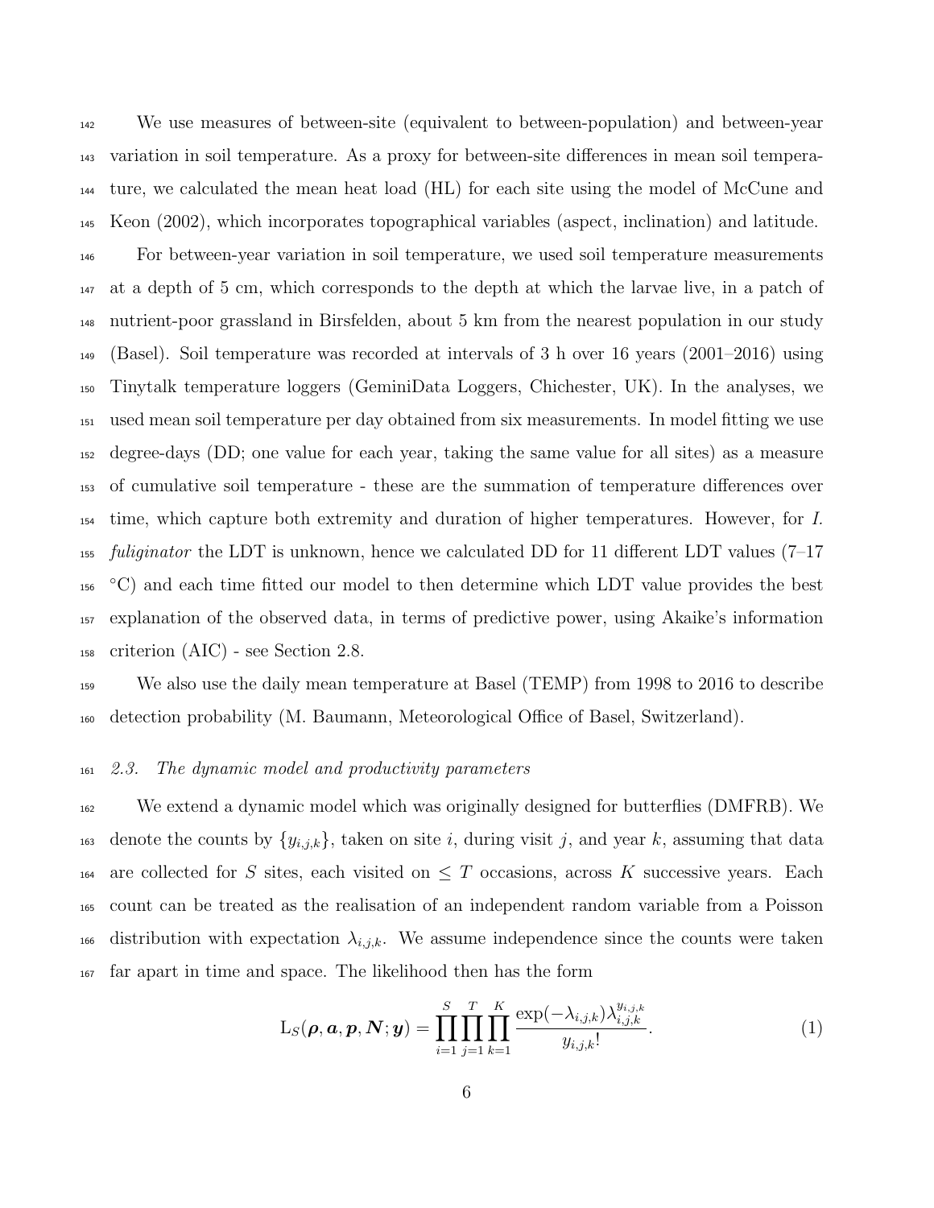We use measures of between-site (equivalent to between-population) and between-year variation in soil temperature. As a proxy for between-site differences in mean soil temperature, we calculated the mean heat load (HL) for each site using the model of McCune and Keon (2002), which incorporates topographical variables (aspect, inclination) and latitude.

For between-year variation in soil temperature, we used soil temperature measurements at a depth of 5 cm, which corresponds to the depth at which the larvae live, in a patch of nutrient-poor grassland in Birsfelden, about 5 km from the nearest population in our study (Basel). Soil temperature was recorded at intervals of 3 h over 16 years (2001–2016) using Tinytalk temperature loggers (GeminiData Loggers, Chichester, UK). In the analyses, we used mean soil temperature per day obtained from six measurements. In model fitting we use degree-days (DD; one value for each year, taking the same value for all sites) as a measure of cumulative soil temperature - these are the summation of temperature differences over time, which capture both extremity and duration of higher temperatures. However, for *I. fuliginator* the LDT is unknown, hence we calculated DD for 11 different LDT values (7–17 °C) and each time fitted our model to then determine which LDT value provides the best explanation of the observed data, in terms of predictive power, using Akaike's information criterion (AIC) - see Section 2.8.

We also use the daily mean temperature at Basel (TEMP) from 1998 to 2016 to describe detection probability (M. Baumann, Meteorological Office of Basel, Switzerland).

### *2.3. The dynamic model and productivity parameters*

We extend a dynamic model which was originally designed for butterflies (DMFRB). We denote the counts by $\{y_{i,j,k}\}$, taken on site $i$, during visit $j$, and year $k$, assuming that data are collected for $S$ sites, each visited on $\leq T$ occasions, across $K$ successive years. Each count can be treated as the realisation of an independent random variable from a Poisson distribution with expectation $\lambda_{i,j,k}$. We assume independence since the counts were taken far apart in time and space. The likelihood then has the form

$$\mathrm{L}_S(\boldsymbol{\rho}, \boldsymbol{a}, \boldsymbol{p}, \boldsymbol{N}; \boldsymbol{y}) = \prod_{i=1}^{S} \prod_{j=1}^{T} \prod_{k=1}^{K} \frac{\exp(-\lambda_{i,j,k})\lambda_{i,j,k}^{y_{i,j,k}}}{y_{i,j,k}!}. \tag{1}$$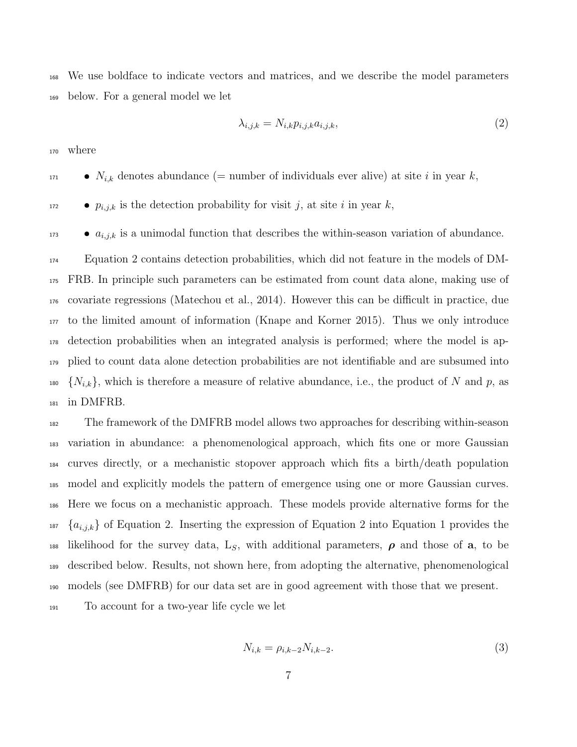We use boldface to indicate vectors and matrices, and we describe the model parameters below. For a general model we let

$$\lambda_{i,j,k} = N_{i,k} p_{i,j,k} a_{i,j,k}, \tag{2}$$

where

- $N_{i,k}$ denotes abundance (= number of individuals ever alive) at site $i$ in year $k$,
- $p_{i,j,k}$ is the detection probability for visit $j$, at site $i$ in year $k$,
- $a_{i,j,k}$ is a unimodal function that describes the within-season variation of abundance.

Equation 2 contains detection probabilities, which did not feature in the models of DMFRB. In principle such parameters can be estimated from count data alone, making use of covariate regressions (Matechou et al., 2014). However this can be difficult in practice, due to the limited amount of information (Knape and Korner 2015). Thus we only introduce detection probabilities when an integrated analysis is performed; where the model is applied to count data alone detection probabilities are not identifiable and are subsumed into $\{N_{i,k}\}$, which is therefore a measure of relative abundance, i.e., the product of $N$ and $p$, as in DMFRB.

The framework of the DMFRB model allows two approaches for describing within-season variation in abundance: a phenomenological approach, which fits one or more Gaussian curves directly, or a mechanistic stopover approach which fits a birth/death population model and explicitly models the pattern of emergence using one or more Gaussian curves. Here we focus on a mechanistic approach. These models provide alternative forms for the $\{a_{i,j,k}\}$ of Equation 2. Inserting the expression of Equation 2 into Equation 1 provides the likelihood for the survey data, $\mathrm{L}_S$, with additional parameters, $\boldsymbol{\rho}$ and those of $\mathbf{a}$, to be described below. Results, not shown here, from adopting the alternative, phenomenological models (see DMFRB) for our data set are in good agreement with those that we present.

To account for a two-year life cycle we let

$$N_{i,k} = \rho_{i,k-2} N_{i,k-2}. \tag{3}$$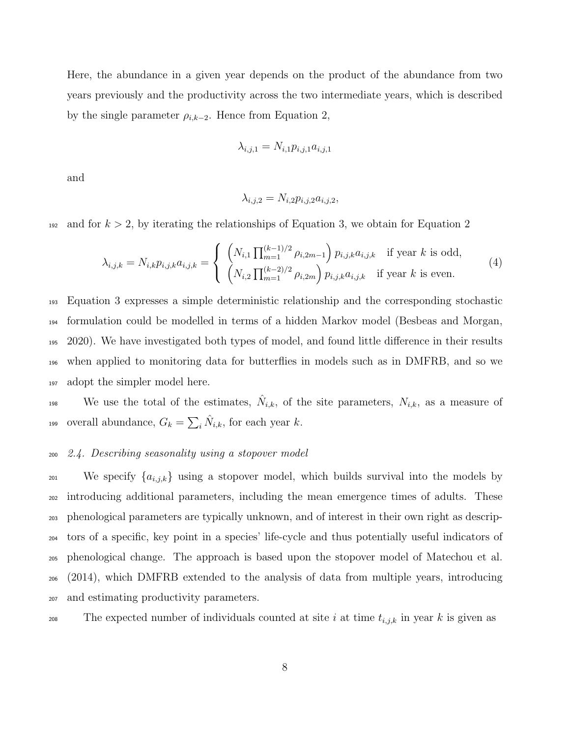Here, the abundance in a given year depends on the product of the abundance from two years previously and the productivity across the two intermediate years, which is described by the single parameter $\rho_{i,k-2}$. Hence from Equation 2,

$$\lambda_{i,j,1} = N_{i,1} p_{i,j,1} a_{i,j,1}$$

and

$$\lambda_{i,j,2} = N_{i,2} p_{i,j,2} a_{i,j,2},$$

and for $k > 2$, by iterating the relationships of Equation 3, we obtain for Equation 2

$$\lambda_{i,j,k} = N_{i,k} p_{i,j,k} a_{i,j,k} = \begin{cases} \left( N_{i,1} \prod_{m=1}^{(k-1)/2} \rho_{i,2m-1} \right) p_{i,j,k} a_{i,j,k} & \text{if year } k \text{ is odd,} \\ \left( N_{i,2} \prod_{m=1}^{(k-2)/2} \rho_{i,2m} \right) p_{i,j,k} a_{i,j,k} & \text{if year } k \text{ is even.} \end{cases} \tag{4}$$

Equation 3 expresses a simple deterministic relationship and the corresponding stochastic formulation could be modelled in terms of a hidden Markov model (Besbeas and Morgan, 2020). We have investigated both types of model, and found little difference in their results when applied to monitoring data for butterflies in models such as in DMFRB, and so we adopt the simpler model here.

We use the total of the estimates, $\hat{N}_{i,k}$, of the site parameters, $N_{i,k}$, as a measure of overall abundance, $G_k = \sum_i \hat{N}_{i,k}$, for each year $k$.

### *2.4. Describing seasonality using a stopover model*

We specify $\{a_{i,j,k}\}$ using a stopover model, which builds survival into the models by introducing additional parameters, including the mean emergence times of adults. These phenological parameters are typically unknown, and of interest in their own right as descriptors of a specific, key point in a species' life-cycle and thus potentially useful indicators of phenological change. The approach is based upon the stopover model of Matechou et al. (2014), which DMFRB extended to the analysis of data from multiple years, introducing and estimating productivity parameters.

The expected number of individuals counted at site $i$ at time $t_{i,j,k}$ in year $k$ is given as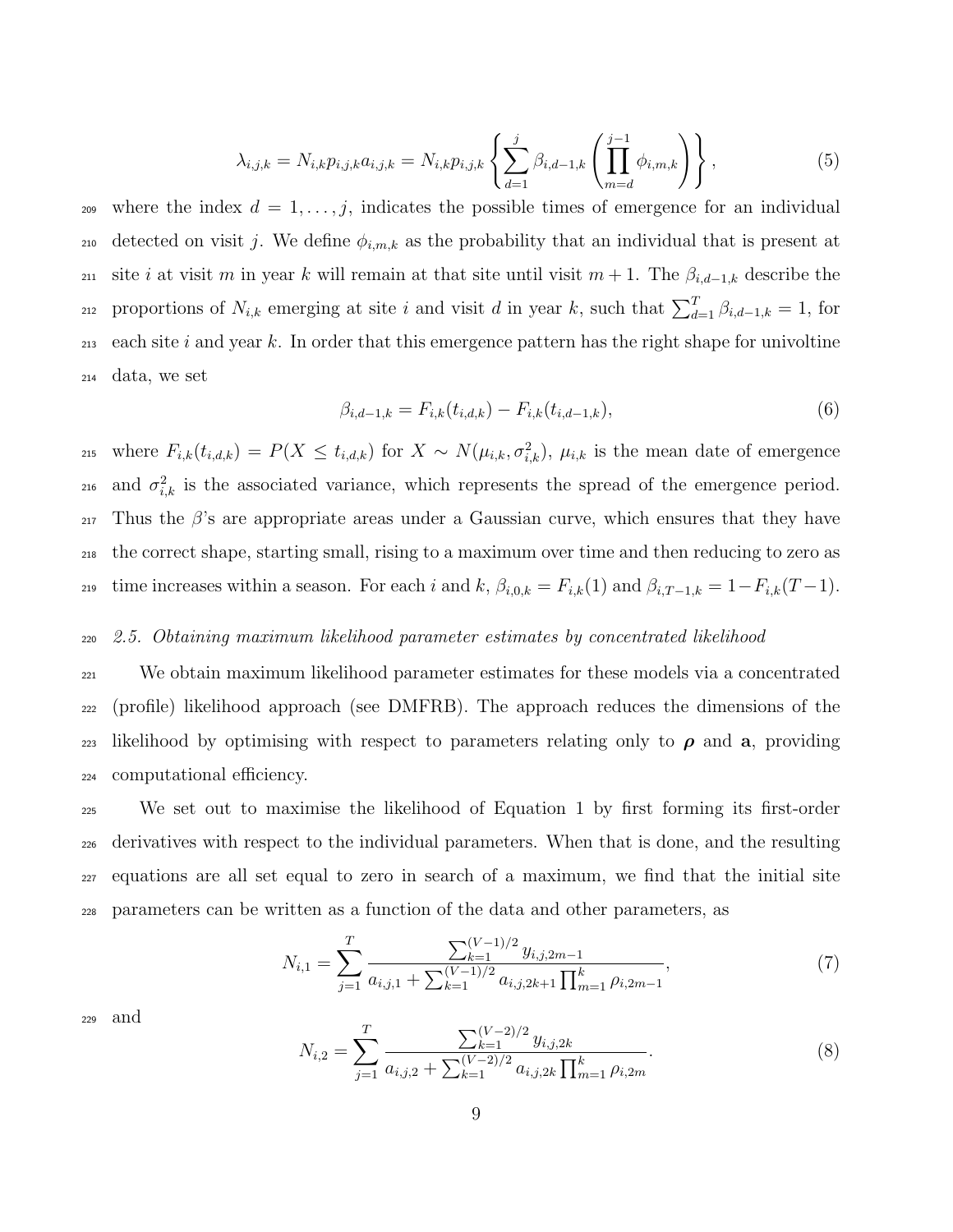$$\lambda_{i,j,k} = N_{i,k} p_{i,j,k} a_{i,j,k} = N_{i,k} p_{i,j,k} \left\{ \sum_{d=1}^{j} \beta_{i,d-1,k} \left( \prod_{m=d}^{j-1} \phi_{i,m,k} \right) \right\}, \tag{5}$$

where the index $d = 1, \ldots, j$, indicates the possible times of emergence for an individual detected on visit $j$. We define $\phi_{i,m,k}$ as the probability that an individual that is present at site $i$ at visit $m$ in year $k$ will remain at that site until visit $m+1$. The $\beta_{i,d-1,k}$ describe the proportions of $N_{i,k}$ emerging at site $i$ and visit $d$ in year $k$, such that $\sum_{d=1}^{T} \beta_{i,d-1,k} = 1$, for each site $i$ and year $k$. In order that this emergence pattern has the right shape for univoltine data, we set

$$\beta_{i,d-1,k} = F_{i,k}(t_{i,d,k}) - F_{i,k}(t_{i,d-1,k}), \tag{6}$$

where $F_{i,k}(t_{i,d,k}) = P(X \leq t_{i,d,k})$ for $X \sim N(\mu_{i,k}, \sigma^2_{i,k})$, $\mu_{i,k}$ is the mean date of emergence and $\sigma^2_{i,k}$ is the associated variance, which represents the spread of the emergence period. Thus the $\beta$'s are appropriate areas under a Gaussian curve, which ensures that they have the correct shape, starting small, rising to a maximum over time and then reducing to zero as time increases within a season. For each $i$ and $k$, $\beta_{i,0,k} = F_{i,k}(1)$ and $\beta_{i,T-1,k} = 1 - F_{i,k}(T-1)$.

### *2.5. Obtaining maximum likelihood parameter estimates by concentrated likelihood*

We obtain maximum likelihood parameter estimates for these models via a concentrated (profile) likelihood approach (see DMFRB). The approach reduces the dimensions of the likelihood by optimising with respect to parameters relating only to $\boldsymbol{\rho}$ and $\mathbf{a}$, providing computational efficiency.

We set out to maximise the likelihood of Equation 1 by first forming its first-order derivatives with respect to the individual parameters. When that is done, and the resulting equations are all set equal to zero in search of a maximum, we find that the initial site parameters can be written as a function of the data and other parameters, as

$$N_{i,1} = \sum_{j=1}^{T} \frac{\sum_{k=1}^{(V-1)/2} y_{i,j,2m-1}}{a_{i,j,1} + \sum_{k=1}^{(V-1)/2} a_{i,j,2k+1} \prod_{m=1}^{k} \rho_{i,2m-1}}, \tag{7}$$

and

$$N_{i,2} = \sum_{j=1}^{T} \frac{\sum_{k=1}^{(V-2)/2} y_{i,j,2k}}{a_{i,j,2} + \sum_{k=1}^{(V-2)/2} a_{i,j,2k} \prod_{m=1}^{k} \rho_{i,2m}}. \tag{8}$$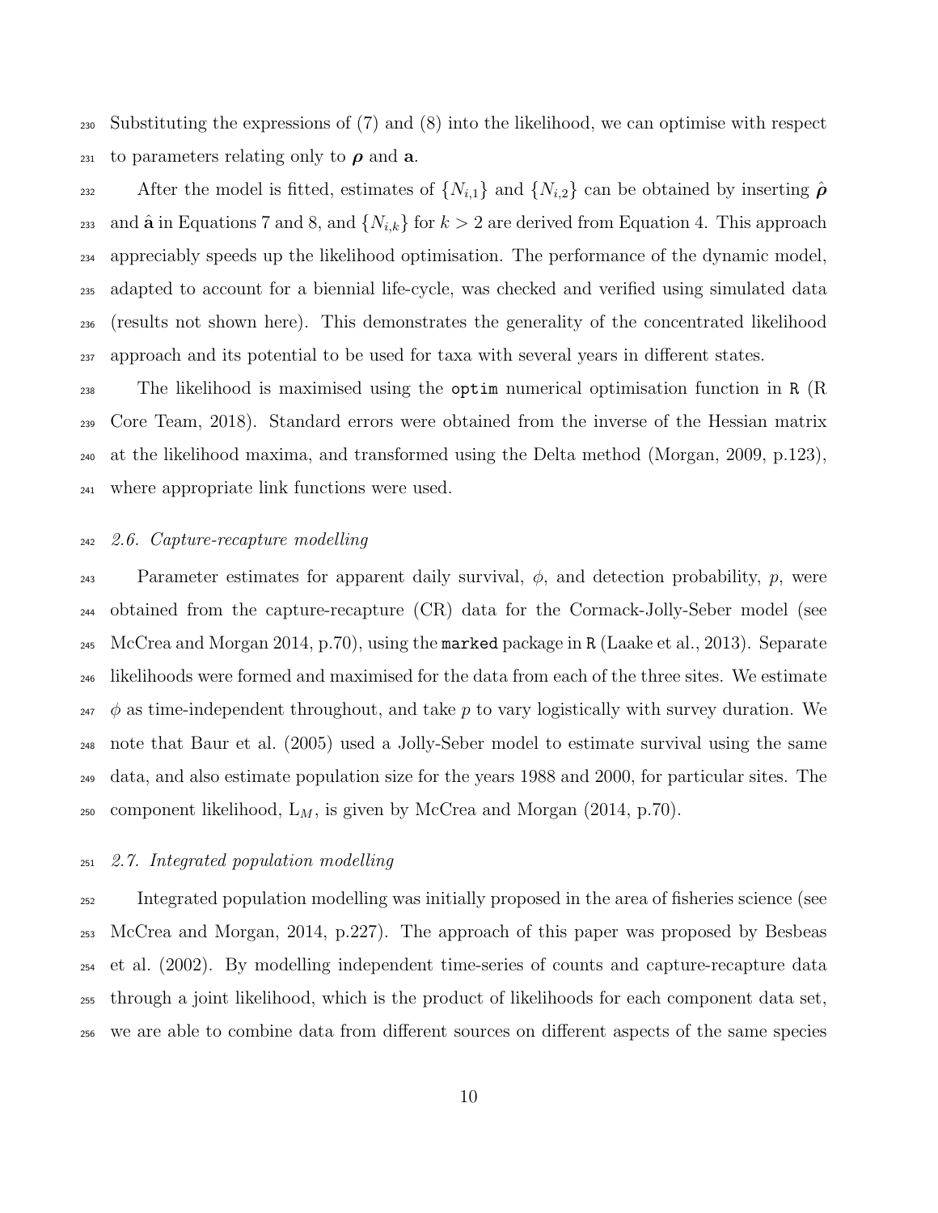Substituting the expressions of (7) and (8) into the likelihood, we can optimise with respect to parameters relating only to $\boldsymbol{\rho}$ and $\mathbf{a}$.

After the model is fitted, estimates of $\{N_{i,1}\}$ and $\{N_{i,2}\}$ can be obtained by inserting $\hat{\boldsymbol{\rho}}$ and $\hat{\mathbf{a}}$ in Equations 7 and 8, and $\{N_{i,k}\}$ for $k > 2$ are derived from Equation 4. This approach appreciably speeds up the likelihood optimisation. The performance of the dynamic model, adapted to account for a biennial life-cycle, was checked and verified using simulated data (results not shown here). This demonstrates the generality of the concentrated likelihood approach and its potential to be used for taxa with several years in different states.

The likelihood is maximised using the `optim` numerical optimisation function in `R` (R Core Team, 2018). Standard errors were obtained from the inverse of the Hessian matrix at the likelihood maxima, and transformed using the Delta method (Morgan, 2009, p.123), where appropriate link functions were used.

### *2.6. Capture-recapture modelling*

Parameter estimates for apparent daily survival, $\phi$, and detection probability, $p$, were obtained from the capture-recapture (CR) data for the Cormack-Jolly-Seber model (see McCrea and Morgan 2014, p.70), using the `marked` package in `R` (Laake et al., 2013). Separate likelihoods were formed and maximised for the data from each of the three sites. We estimate $\phi$ as time-independent throughout, and take $p$ to vary logistically with survey duration. We note that Baur et al. (2005) used a Jolly-Seber model to estimate survival using the same data, and also estimate population size for the years 1988 and 2000, for particular sites. The component likelihood, $\mathrm{L}_M$, is given by McCrea and Morgan (2014, p.70).

### *2.7. Integrated population modelling*

Integrated population modelling was initially proposed in the area of fisheries science (see McCrea and Morgan, 2014, p.227). The approach of this paper was proposed by Besbeas et al. (2002). By modelling independent time-series of counts and capture-recapture data through a joint likelihood, which is the product of likelihoods for each component data set, we are able to combine data from different sources on different aspects of the same species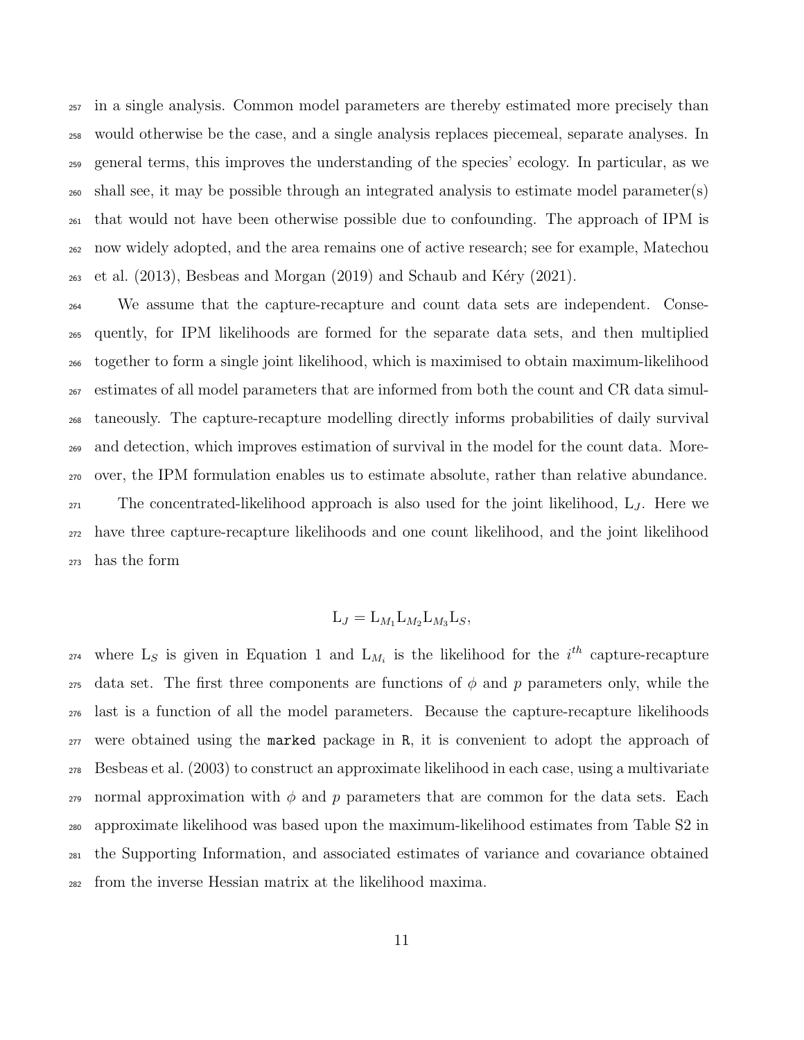in a single analysis. Common model parameters are thereby estimated more precisely than would otherwise be the case, and a single analysis replaces piecemeal, separate analyses. In general terms, this improves the understanding of the species' ecology. In particular, as we shall see, it may be possible through an integrated analysis to estimate model parameter(s) that would not have been otherwise possible due to confounding. The approach of IPM is now widely adopted, and the area remains one of active research; see for example, Matechou et al. (2013), Besbeas and Morgan (2019) and Schaub and Kéry (2021).

We assume that the capture-recapture and count data sets are independent. Consequently, for IPM likelihoods are formed for the separate data sets, and then multiplied together to form a single joint likelihood, which is maximised to obtain maximum-likelihood estimates of all model parameters that are informed from both the count and CR data simultaneously. The capture-recapture modelling directly informs probabilities of daily survival and detection, which improves estimation of survival in the model for the count data. Moreover, the IPM formulation enables us to estimate absolute, rather than relative abundance.

The concentrated-likelihood approach is also used for the joint likelihood, $\mathrm{L}_J$. Here we have three capture-recapture likelihoods and one count likelihood, and the joint likelihood has the form

$$\mathrm{L}_J = \mathrm{L}_{M_1}\mathrm{L}_{M_2}\mathrm{L}_{M_3}\mathrm{L}_S,$$

where $\mathrm{L}_S$ is given in Equation 1 and $\mathrm{L}_{M_i}$ is the likelihood for the $i^{th}$ capture-recapture data set. The first three components are functions of $\phi$ and $p$ parameters only, while the last is a function of all the model parameters. Because the capture-recapture likelihoods were obtained using the `marked` package in `R`, it is convenient to adopt the approach of Besbeas et al. (2003) to construct an approximate likelihood in each case, using a multivariate normal approximation with $\phi$ and $p$ parameters that are common for the data sets. Each approximate likelihood was based upon the maximum-likelihood estimates from Table S2 in the Supporting Information, and associated estimates of variance and covariance obtained from the inverse Hessian matrix at the likelihood maxima.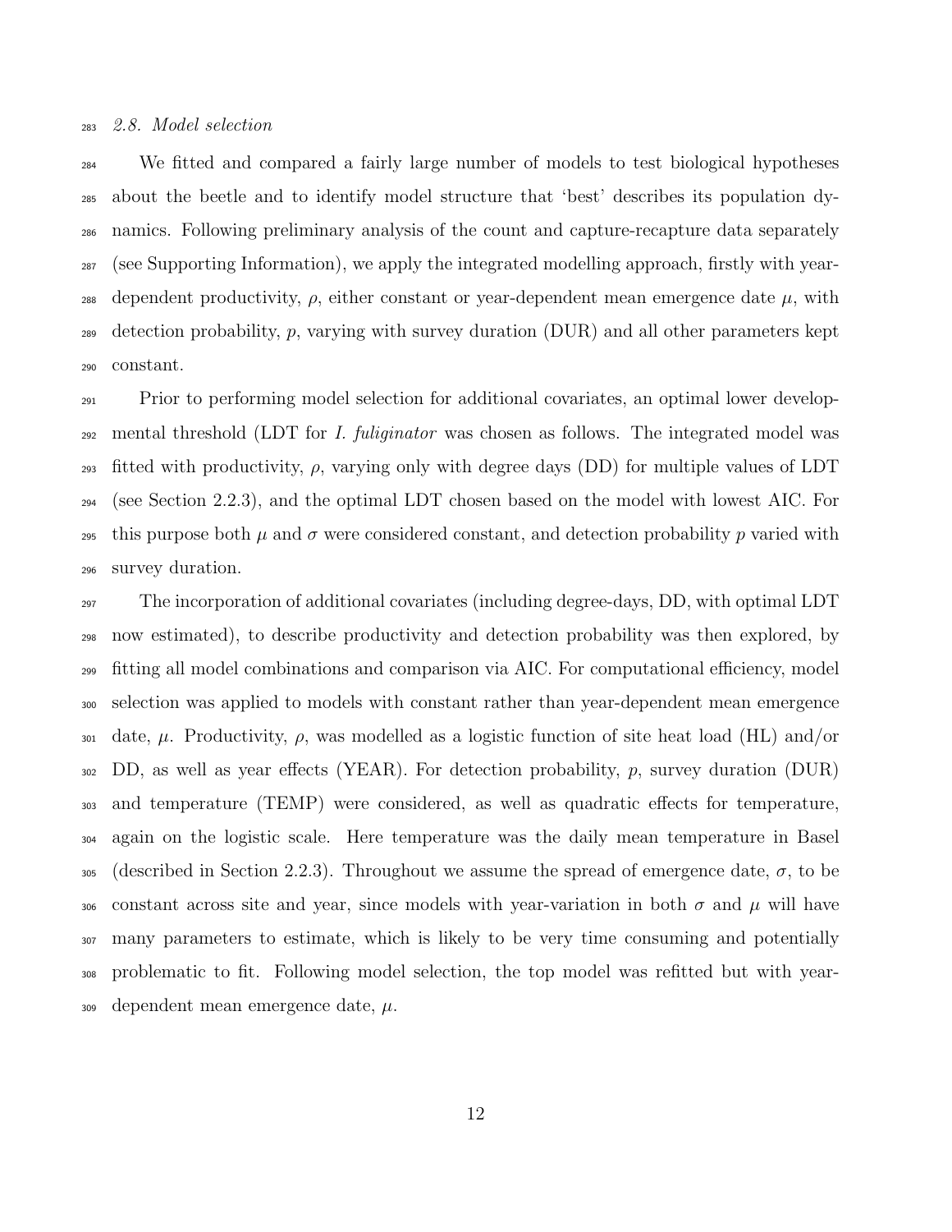### 2.8. Model selection

We fitted and compared a fairly large number of models to test biological hypotheses about the beetle and to identify model structure that 'best' describes its population dynamics. Following preliminary analysis of the count and capture-recapture data separately (see Supporting Information), we apply the integrated modelling approach, firstly with year-dependent productivity, $\rho$, either constant or year-dependent mean emergence date $\mu$, with detection probability, $p$, varying with survey duration (DUR) and all other parameters kept constant.

Prior to performing model selection for additional covariates, an optimal lower developmental threshold (LDT for *I. fuliginator* was chosen as follows. The integrated model was fitted with productivity, $\rho$, varying only with degree days (DD) for multiple values of LDT (see Section 2.2.3), and the optimal LDT chosen based on the model with lowest AIC. For this purpose both $\mu$ and $\sigma$ were considered constant, and detection probability $p$ varied with survey duration.

The incorporation of additional covariates (including degree-days, DD, with optimal LDT now estimated), to describe productivity and detection probability was then explored, by fitting all model combinations and comparison via AIC. For computational efficiency, model selection was applied to models with constant rather than year-dependent mean emergence date, $\mu$. Productivity, $\rho$, was modelled as a logistic function of site heat load (HL) and/or DD, as well as year effects (YEAR). For detection probability, $p$, survey duration (DUR) and temperature (TEMP) were considered, as well as quadratic effects for temperature, again on the logistic scale. Here temperature was the daily mean temperature in Basel (described in Section 2.2.3). Throughout we assume the spread of emergence date, $\sigma$, to be constant across site and year, since models with year-variation in both $\sigma$ and $\mu$ will have many parameters to estimate, which is likely to be very time consuming and potentially problematic to fit. Following model selection, the top model was refitted but with year-dependent mean emergence date, $\mu$.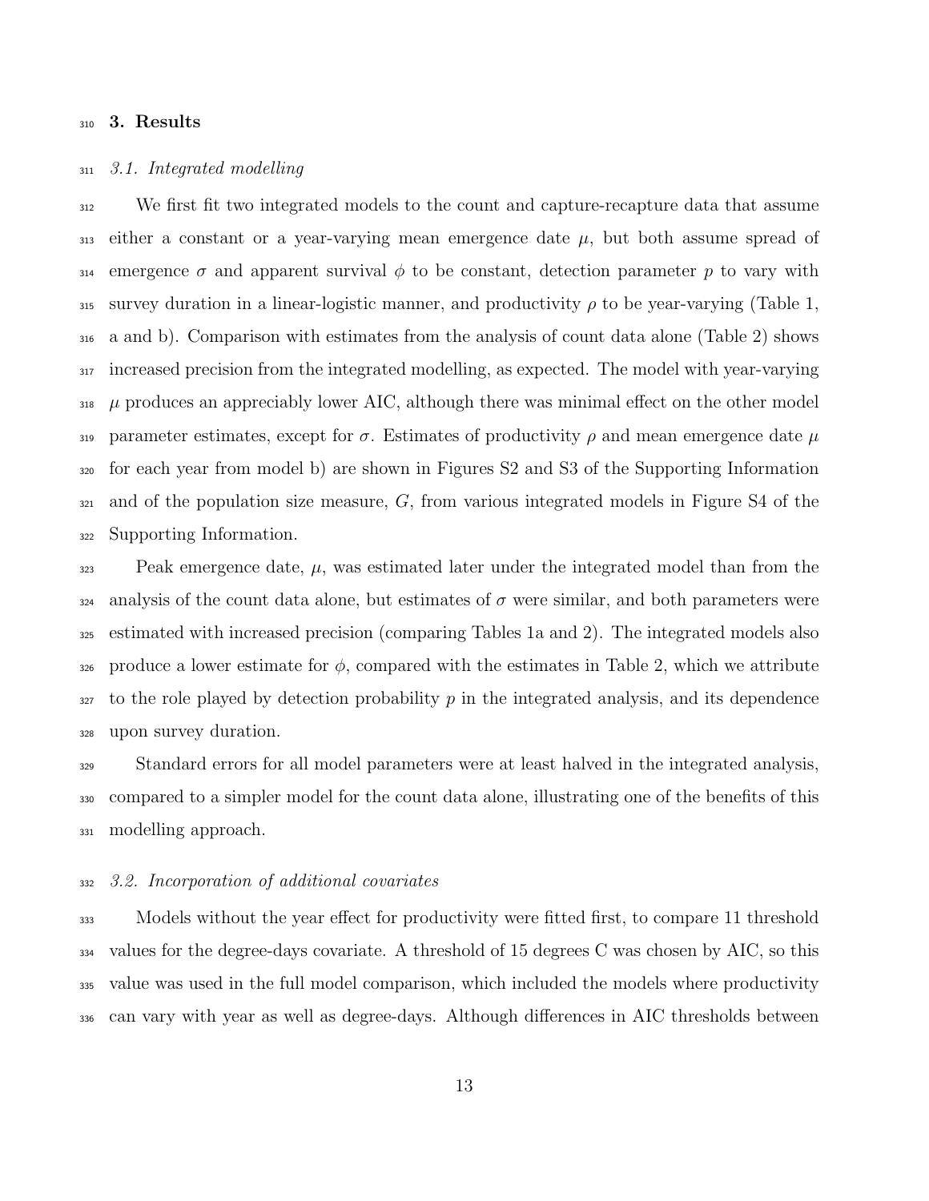## 3. Results

### *3.1. Integrated modelling*

We first fit two integrated models to the count and capture-recapture data that assume either a constant or a year-varying mean emergence date $\mu$, but both assume spread of emergence $\sigma$ and apparent survival $\phi$ to be constant, detection parameter $p$ to vary with survey duration in a linear-logistic manner, and productivity $\rho$ to be year-varying (Table 1, a and b). Comparison with estimates from the analysis of count data alone (Table 2) shows increased precision from the integrated modelling, as expected. The model with year-varying $\mu$ produces an appreciably lower AIC, although there was minimal effect on the other model parameter estimates, except for $\sigma$. Estimates of productivity $\rho$ and mean emergence date $\mu$ for each year from model b) are shown in Figures S2 and S3 of the Supporting Information and of the population size measure, $G$, from various integrated models in Figure S4 of the Supporting Information.

Peak emergence date, $\mu$, was estimated later under the integrated model than from the analysis of the count data alone, but estimates of $\sigma$ were similar, and both parameters were estimated with increased precision (comparing Tables 1a and 2). The integrated models also produce a lower estimate for $\phi$, compared with the estimates in Table 2, which we attribute to the role played by detection probability $p$ in the integrated analysis, and its dependence upon survey duration.

Standard errors for all model parameters were at least halved in the integrated analysis, compared to a simpler model for the count data alone, illustrating one of the benefits of this modelling approach.

### *3.2. Incorporation of additional covariates*

Models without the year effect for productivity were fitted first, to compare 11 threshold values for the degree-days covariate. A threshold of 15 degrees C was chosen by AIC, so this value was used in the full model comparison, which included the models where productivity can vary with year as well as degree-days. Although differences in AIC thresholds between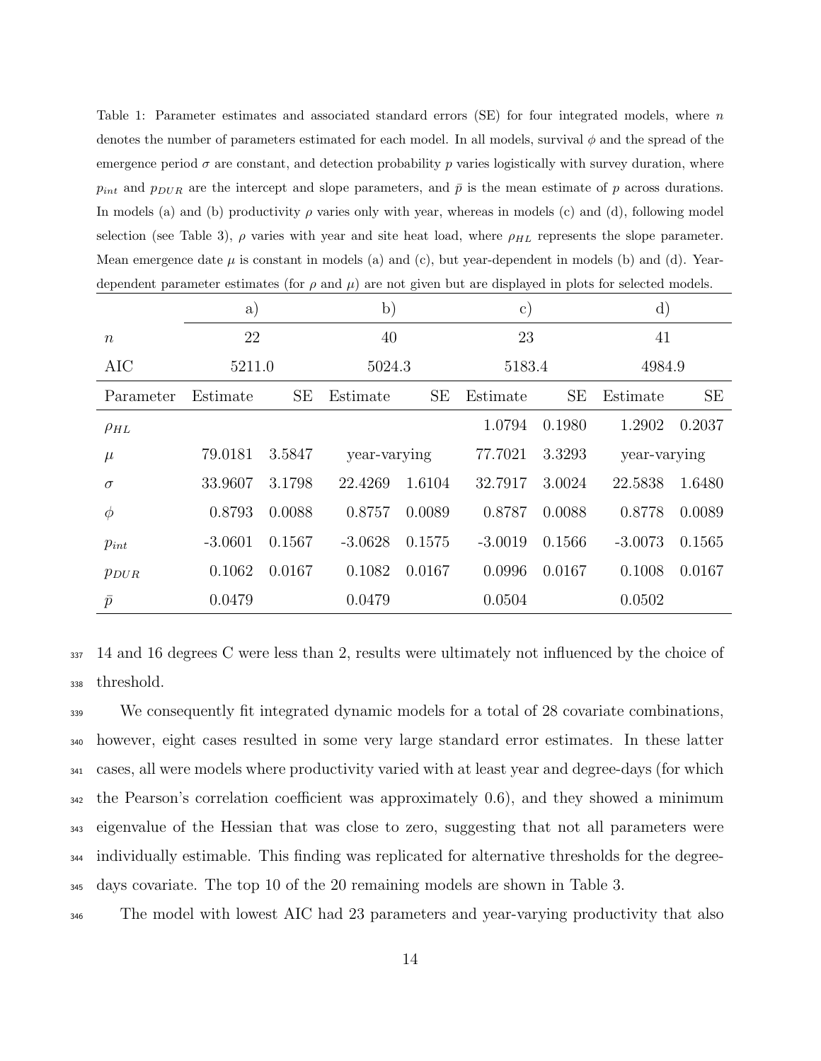Table 1: Parameter estimates and associated standard errors (SE) for four integrated models, where $n$ denotes the number of parameters estimated for each model. In all models, survival $\phi$ and the spread of the emergence period $\sigma$ are constant, and detection probability $p$ varies logistically with survey duration, where $p_{int}$ and $p_{DUR}$ are the intercept and slope parameters, and $\bar{p}$ is the mean estimate of $p$ across durations. In models (a) and (b) productivity $\rho$ varies only with year, whereas in models (c) and (d), following model selection (see Table 3), $\rho$ varies with year and site heat load, where $\rho_{HL}$ represents the slope parameter. Mean emergence date $\mu$ is constant in models (a) and (c), but year-dependent in models (b) and (d). Year-dependent parameter estimates (for $\rho$ and $\mu$) are not given but are displayed in plots for selected models.

| | a) | | b) | | c) | | d) | |
|---|---|---|---|---|---|---|---|---|
| $n$ | 22 | | 40 | | 23 | | 41 | |
| AIC | 5211.0 | | 5024.3 | | 5183.4 | | 4984.9 | |
| Parameter | Estimate | SE | Estimate | SE | Estimate | SE | Estimate | SE |
| $\rho_{HL}$ | | | | | 1.0794 | 0.1980 | 1.2902 | 0.2037 |
| $\mu$ | 79.0181 | 3.5847 | year-varying | | 77.7021 | 3.3293 | year-varying | |
| $\sigma$ | 33.9607 | 3.1798 | 22.4269 | 1.6104 | 32.7917 | 3.0024 | 22.5838 | 1.6480 |
| $\phi$ | 0.8793 | 0.0088 | 0.8757 | 0.0089 | 0.8787 | 0.0088 | 0.8778 | 0.0089 |
| $p_{int}$ | -3.0601 | 0.1567 | -3.0628 | 0.1575 | -3.0019 | 0.1566 | -3.0073 | 0.1565 |
| $p_{DUR}$ | 0.1062 | 0.0167 | 0.1082 | 0.0167 | 0.0996 | 0.0167 | 0.1008 | 0.0167 |
| $\bar{p}$ | 0.0479 | | 0.0479 | | 0.0504 | | 0.0502 | |

14 and 16 degrees C were less than 2, results were ultimately not influenced by the choice of threshold.

We consequently fit integrated dynamic models for a total of 28 covariate combinations, however, eight cases resulted in some very large standard error estimates. In these latter cases, all were models where productivity varied with at least year and degree-days (for which the Pearson's correlation coefficient was approximately 0.6), and they showed a minimum eigenvalue of the Hessian that was close to zero, suggesting that not all parameters were individually estimable. This finding was replicated for alternative thresholds for the degree-days covariate. The top 10 of the 20 remaining models are shown in Table 3.

The model with lowest AIC had 23 parameters and year-varying productivity that also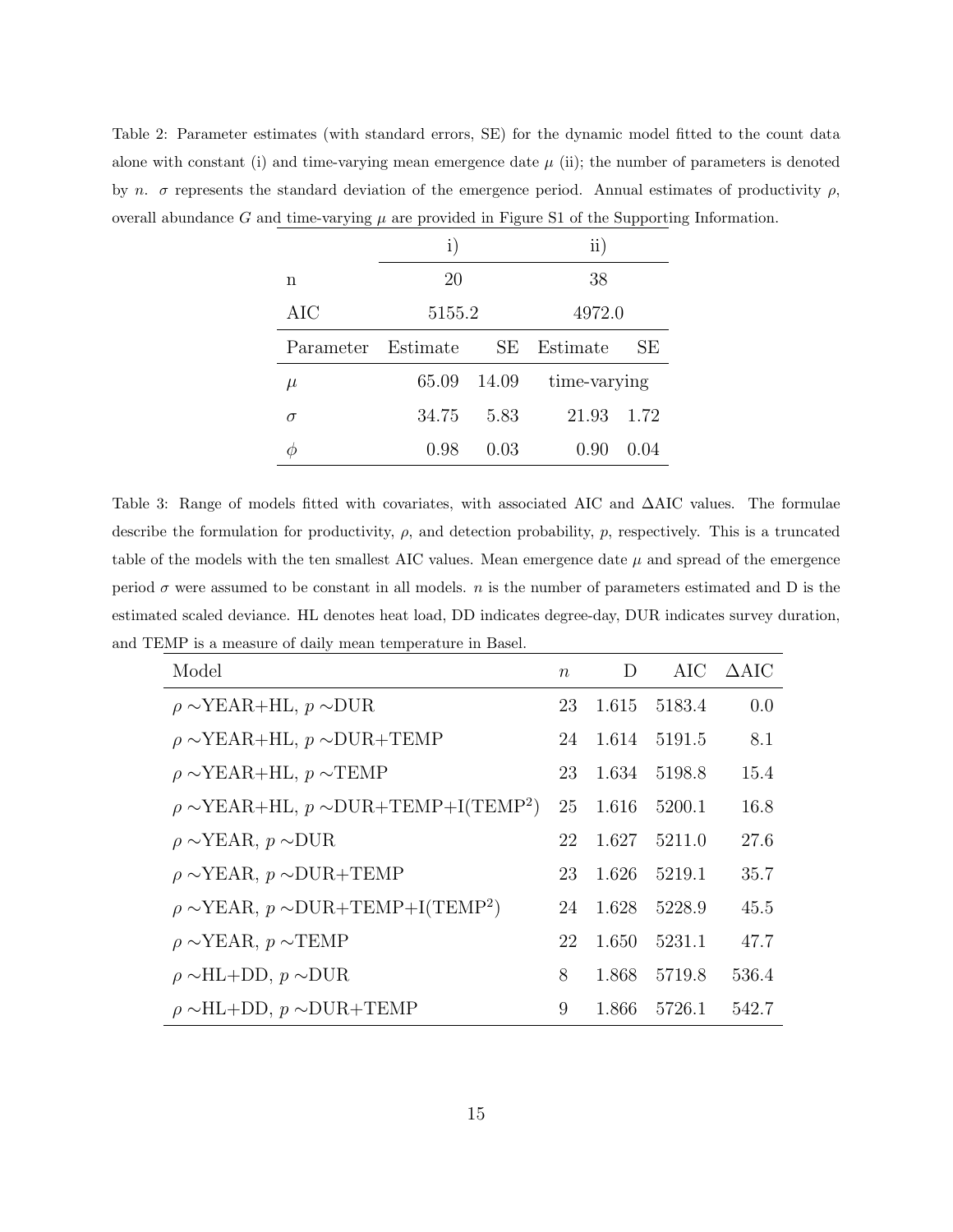Table 2: Parameter estimates (with standard errors, SE) for the dynamic model fitted to the count data alone with constant (i) and time-varying mean emergence date $\mu$ (ii); the number of parameters is denoted by $n$. $\sigma$ represents the standard deviation of the emergence period. Annual estimates of productivity $\rho$, overall abundance $G$ and time-varying $\mu$ are provided in Figure S1 of the Supporting Information.

| | i) | | ii) | |
|---|---|---|---|---|
| n | 20 | | 38 | |
| AIC | 5155.2 | | 4972.0 | |
| Parameter | Estimate | SE | Estimate | SE |
| $\mu$ | 65.09 | 14.09 | time-varying | |
| $\sigma$ | 34.75 | 5.83 | 21.93 | 1.72 |
| $\phi$ | 0.98 | 0.03 | 0.90 | 0.04 |

Table 3: Range of models fitted with covariates, with associated AIC and $\Delta$AIC values. The formulae describe the formulation for productivity, $\rho$, and detection probability, $p$, respectively. This is a truncated table of the models with the ten smallest AIC values. Mean emergence date $\mu$ and spread of the emergence period $\sigma$ were assumed to be constant in all models. $n$ is the number of parameters estimated and D is the estimated scaled deviance. HL denotes heat load, DD indicates degree-day, DUR indicates survey duration, and TEMP is a measure of daily mean temperature in Basel.

| Model | $n$ | D | AIC | $\Delta$AIC |
|---|---|---|---|---|
| $\rho \sim$YEAR+HL, $p \sim$DUR | 23 | 1.615 | 5183.4 | 0.0 |
| $\rho \sim$YEAR+HL, $p \sim$DUR+TEMP | 24 | 1.614 | 5191.5 | 8.1 |
| $\rho \sim$YEAR+HL, $p \sim$TEMP | 23 | 1.634 | 5198.8 | 15.4 |
| $\rho \sim$YEAR+HL, $p \sim$DUR+TEMP+I(TEMP$^2$) | 25 | 1.616 | 5200.1 | 16.8 |
| $\rho \sim$YEAR, $p \sim$DUR | 22 | 1.627 | 5211.0 | 27.6 |
| $\rho \sim$YEAR, $p \sim$DUR+TEMP | 23 | 1.626 | 5219.1 | 35.7 |
| $\rho \sim$YEAR, $p \sim$DUR+TEMP+I(TEMP$^2$) | 24 | 1.628 | 5228.9 | 45.5 |
| $\rho \sim$YEAR, $p \sim$TEMP | 22 | 1.650 | 5231.1 | 47.7 |
| $\rho \sim$HL+DD, $p \sim$DUR | 8 | 1.868 | 5719.8 | 536.4 |
| $\rho \sim$HL+DD, $p \sim$DUR+TEMP | 9 | 1.866 | 5726.1 | 542.7 |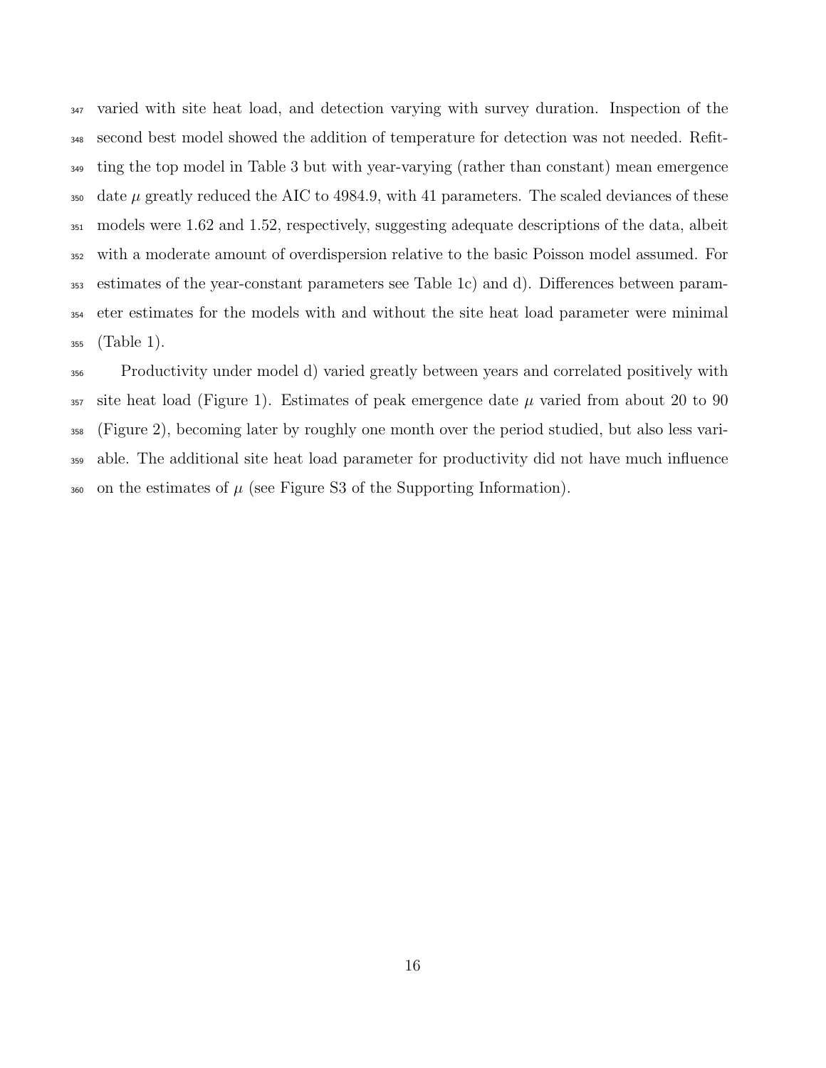varied with site heat load, and detection varying with survey duration. Inspection of the second best model showed the addition of temperature for detection was not needed. Refitting the top model in Table 3 but with year-varying (rather than constant) mean emergence date $\mu$ greatly reduced the AIC to 4984.9, with 41 parameters. The scaled deviances of these models were 1.62 and 1.52, respectively, suggesting adequate descriptions of the data, albeit with a moderate amount of overdispersion relative to the basic Poisson model assumed. For estimates of the year-constant parameters see Table 1c) and d). Differences between parameter estimates for the models with and without the site heat load parameter were minimal (Table 1).

Productivity under model d) varied greatly between years and correlated positively with site heat load (Figure 1). Estimates of peak emergence date $\mu$ varied from about 20 to 90 (Figure 2), becoming later by roughly one month over the period studied, but also less variable. The additional site heat load parameter for productivity did not have much influence on the estimates of $\mu$ (see Figure S3 of the Supporting Information).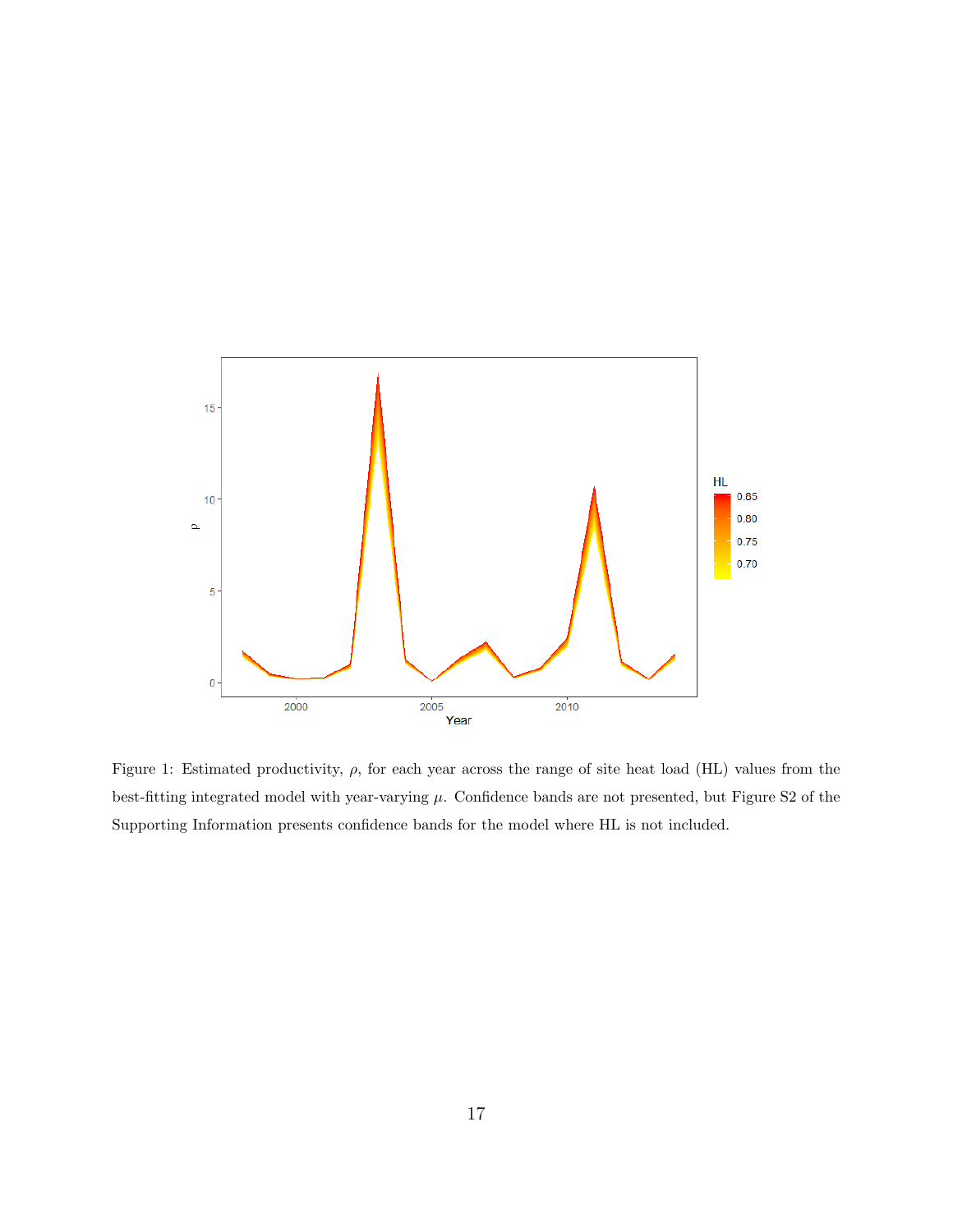Figure 1: Estimated productivity, $\rho$, for each year across the range of site heat load (HL) values from the best-fitting integrated model with year-varying $\mu$. Confidence bands are not presented, but Figure S2 of the Supporting Information presents confidence bands for the model where HL is not included.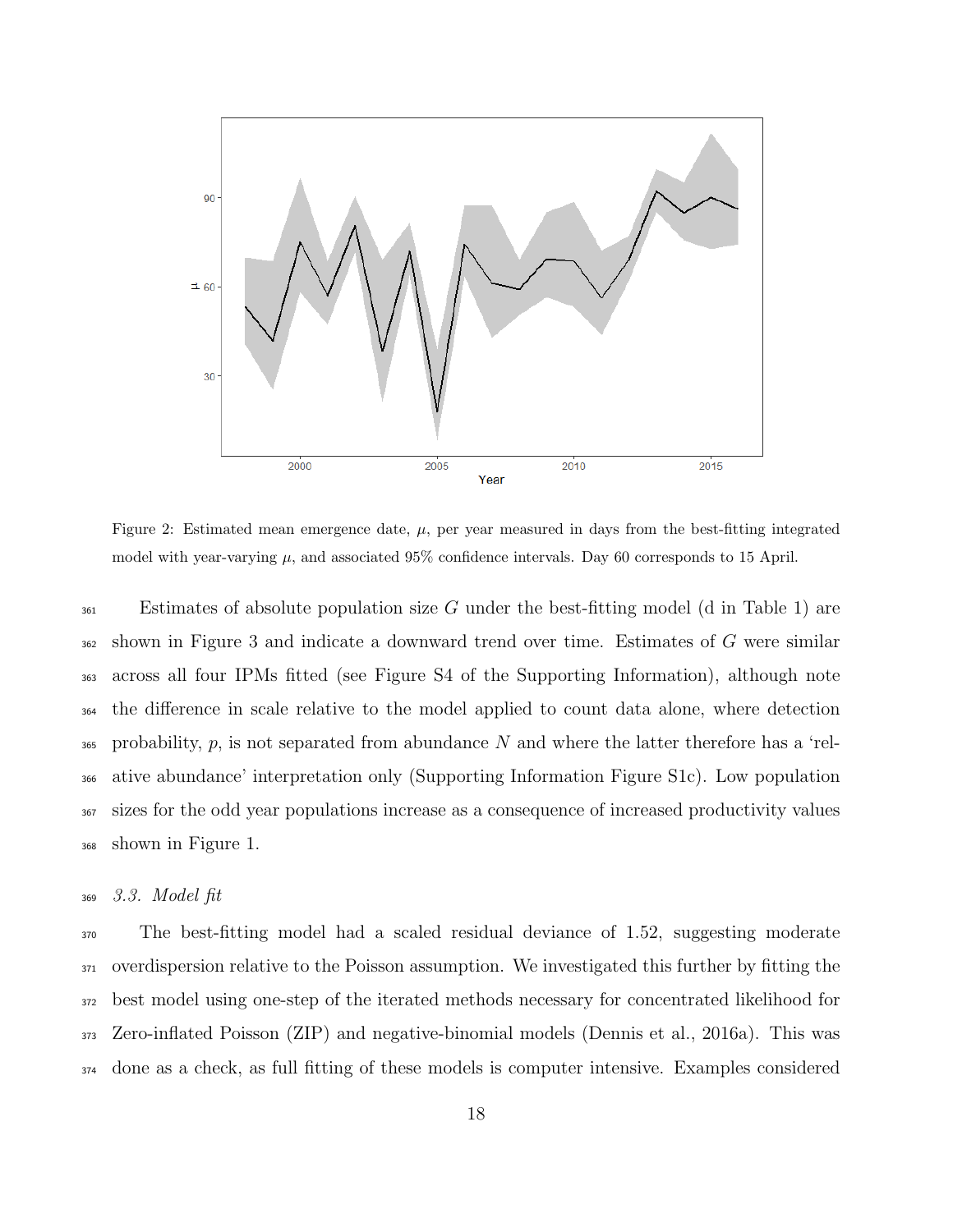Figure 2: Estimated mean emergence date, $\mu$, per year measured in days from the best-fitting integrated model with year-varying $\mu$, and associated 95% confidence intervals. Day 60 corresponds to 15 April.

Estimates of absolute population size $G$ under the best-fitting model (d in Table 1) are shown in Figure 3 and indicate a downward trend over time. Estimates of $G$ were similar across all four IPMs fitted (see Figure S4 of the Supporting Information), although note the difference in scale relative to the model applied to count data alone, where detection probability, $p$, is not separated from abundance $N$ and where the latter therefore has a 'relative abundance' interpretation only (Supporting Information Figure S1c). Low population sizes for the odd year populations increase as a consequence of increased productivity values shown in Figure 1.

### *3.3. Model fit*

The best-fitting model had a scaled residual deviance of 1.52, suggesting moderate overdispersion relative to the Poisson assumption. We investigated this further by fitting the best model using one-step of the iterated methods necessary for concentrated likelihood for Zero-inflated Poisson (ZIP) and negative-binomial models (Dennis et al., 2016a). This was done as a check, as full fitting of these models is computer intensive. Examples considered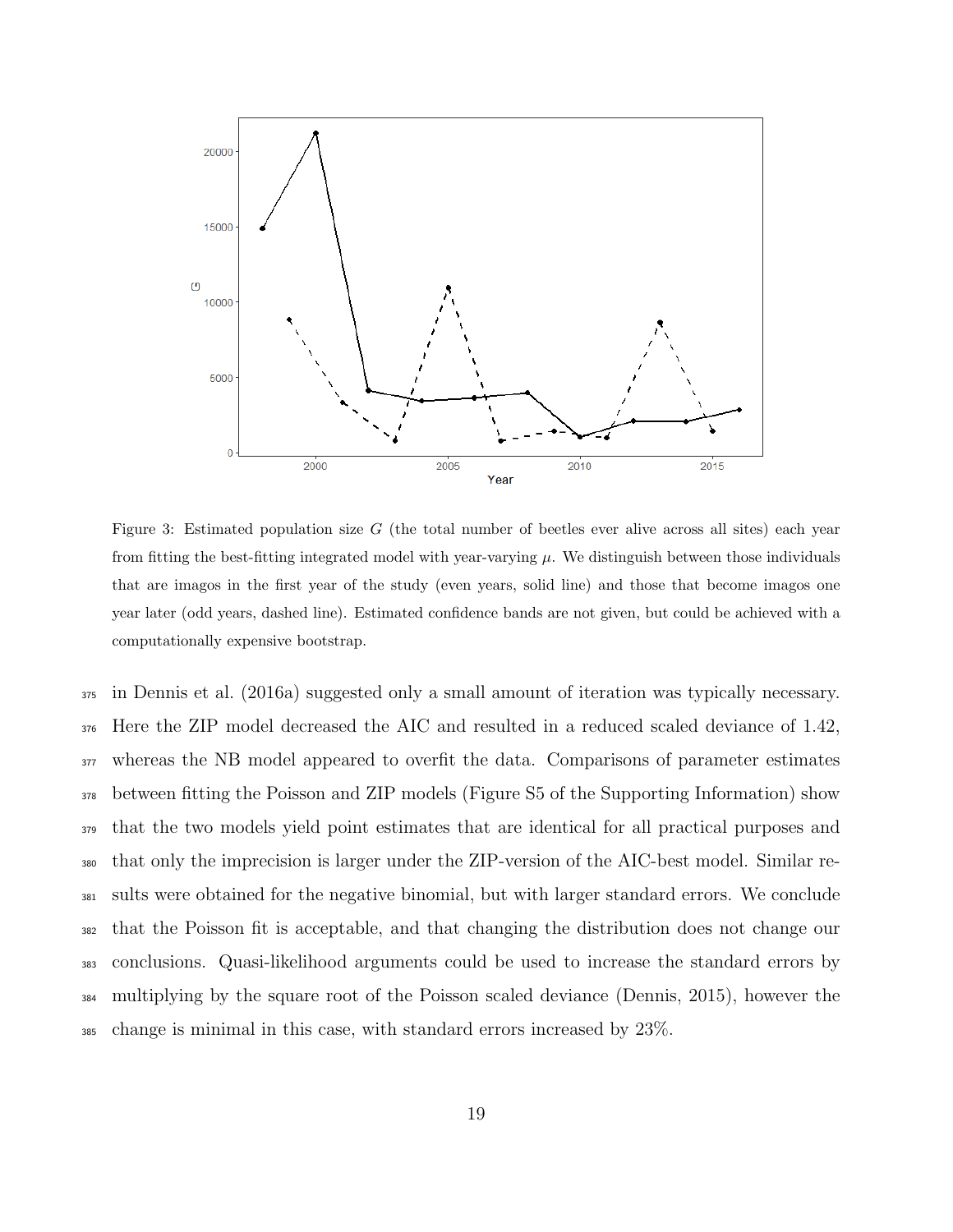Figure 3: Estimated population size $G$ (the total number of beetles ever alive across all sites) each year from fitting the best-fitting integrated model with year-varying $\mu$. We distinguish between those individuals that are imagos in the first year of the study (even years, solid line) and those that become imagos one year later (odd years, dashed line). Estimated confidence bands are not given, but could be achieved with a computationally expensive bootstrap.

in Dennis et al. (2016a) suggested only a small amount of iteration was typically necessary. Here the ZIP model decreased the AIC and resulted in a reduced scaled deviance of 1.42, whereas the NB model appeared to overfit the data. Comparisons of parameter estimates between fitting the Poisson and ZIP models (Figure S5 of the Supporting Information) show that the two models yield point estimates that are identical for all practical purposes and that only the imprecision is larger under the ZIP-version of the AIC-best model. Similar results were obtained for the negative binomial, but with larger standard errors. We conclude that the Poisson fit is acceptable, and that changing the distribution does not change our conclusions. Quasi-likelihood arguments could be used to increase the standard errors by multiplying by the square root of the Poisson scaled deviance (Dennis, 2015), however the change is minimal in this case, with standard errors increased by 23%.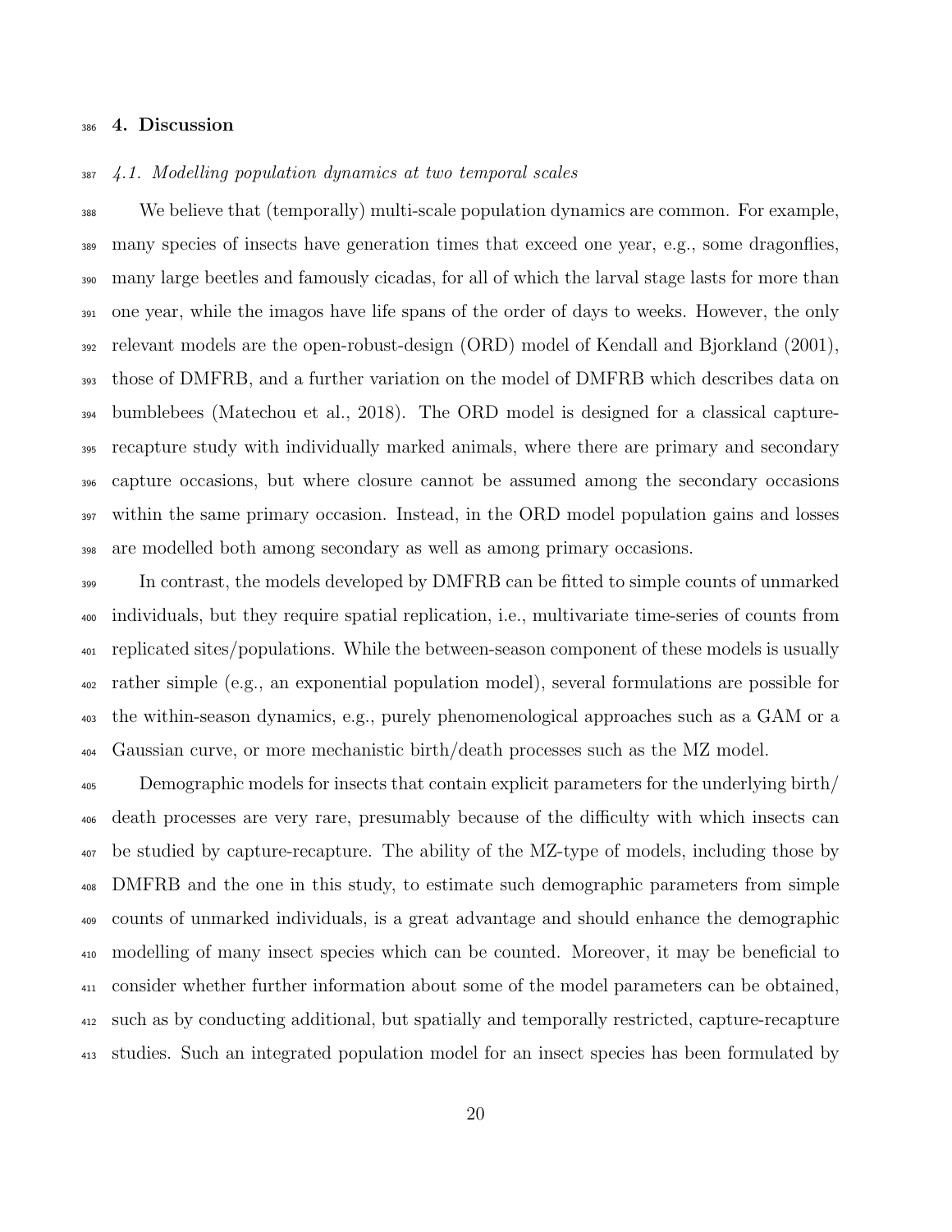## 4. Discussion

### *4.1. Modelling population dynamics at two temporal scales*

We believe that (temporally) multi-scale population dynamics are common. For example, many species of insects have generation times that exceed one year, e.g., some dragonflies, many large beetles and famously cicadas, for all of which the larval stage lasts for more than one year, while the imagos have life spans of the order of days to weeks. However, the only relevant models are the open-robust-design (ORD) model of Kendall and Bjorkland (2001), those of DMFRB, and a further variation on the model of DMFRB which describes data on bumblebees (Matechou et al., 2018). The ORD model is designed for a classical capture-recapture study with individually marked animals, where there are primary and secondary capture occasions, but where closure cannot be assumed among the secondary occasions within the same primary occasion. Instead, in the ORD model population gains and losses are modelled both among secondary as well as among primary occasions.

In contrast, the models developed by DMFRB can be fitted to simple counts of unmarked individuals, but they require spatial replication, i.e., multivariate time-series of counts from replicated sites/populations. While the between-season component of these models is usually rather simple (e.g., an exponential population model), several formulations are possible for the within-season dynamics, e.g., purely phenomenological approaches such as a GAM or a Gaussian curve, or more mechanistic birth/death processes such as the MZ model.

Demographic models for insects that contain explicit parameters for the underlying birth/death processes are very rare, presumably because of the difficulty with which insects can be studied by capture-recapture. The ability of the MZ-type of models, including those by DMFRB and the one in this study, to estimate such demographic parameters from simple counts of unmarked individuals, is a great advantage and should enhance the demographic modelling of many insect species which can be counted. Moreover, it may be beneficial to consider whether further information about some of the model parameters can be obtained, such as by conducting additional, but spatially and temporally restricted, capture-recapture studies. Such an integrated population model for an insect species has been formulated by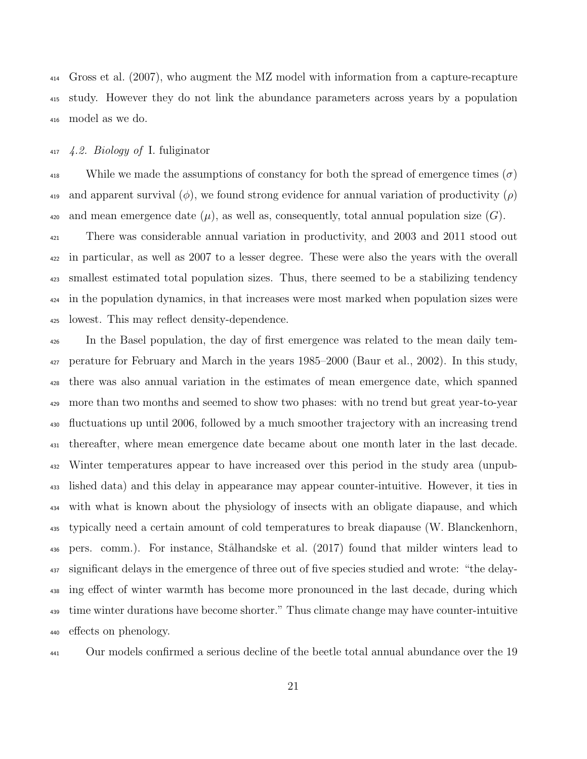Gross et al. (2007), who augment the MZ model with information from a capture-recapture study. However they do not link the abundance parameters across years by a population model as we do.

### *4.2. Biology of* I. fuliginator

While we made the assumptions of constancy for both the spread of emergence times ($\sigma$) and apparent survival ($\phi$), we found strong evidence for annual variation of productivity ($\rho$) and mean emergence date ($\mu$), as well as, consequently, total annual population size ($G$).

There was considerable annual variation in productivity, and 2003 and 2011 stood out in particular, as well as 2007 to a lesser degree. These were also the years with the overall smallest estimated total population sizes. Thus, there seemed to be a stabilizing tendency in the population dynamics, in that increases were most marked when population sizes were lowest. This may reflect density-dependence.

In the Basel population, the day of first emergence was related to the mean daily temperature for February and March in the years 1985–2000 (Baur et al., 2002). In this study, there was also annual variation in the estimates of mean emergence date, which spanned more than two months and seemed to show two phases: with no trend but great year-to-year fluctuations up until 2006, followed by a much smoother trajectory with an increasing trend thereafter, where mean emergence date became about one month later in the last decade. Winter temperatures appear to have increased over this period in the study area (unpublished data) and this delay in appearance may appear counter-intuitive. However, it ties in with what is known about the physiology of insects with an obligate diapause, and which typically need a certain amount of cold temperatures to break diapause (W. Blanckenhorn, pers. comm.). For instance, Stålhandske et al. (2017) found that milder winters lead to significant delays in the emergence of three out of five species studied and wrote: "the delaying effect of winter warmth has become more pronounced in the last decade, during which time winter durations have become shorter." Thus climate change may have counter-intuitive effects on phenology.

Our models confirmed a serious decline of the beetle total annual abundance over the 19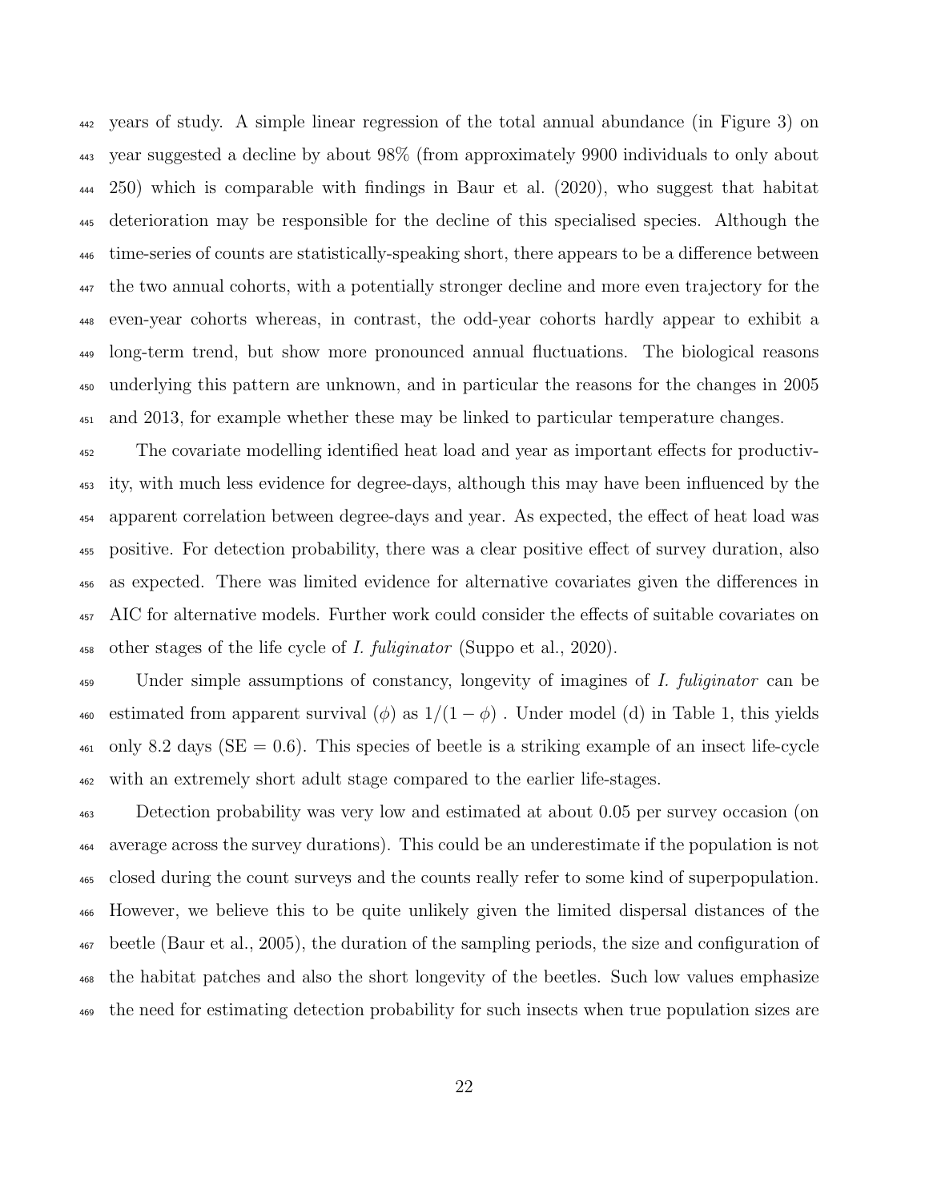years of study. A simple linear regression of the total annual abundance (in Figure 3) on year suggested a decline by about 98% (from approximately 9900 individuals to only about 250) which is comparable with findings in Baur et al. (2020), who suggest that habitat deterioration may be responsible for the decline of this specialised species. Although the time-series of counts are statistically-speaking short, there appears to be a difference between the two annual cohorts, with a potentially stronger decline and more even trajectory for the even-year cohorts whereas, in contrast, the odd-year cohorts hardly appear to exhibit a long-term trend, but show more pronounced annual fluctuations. The biological reasons underlying this pattern are unknown, and in particular the reasons for the changes in 2005 and 2013, for example whether these may be linked to particular temperature changes.

The covariate modelling identified heat load and year as important effects for productivity, with much less evidence for degree-days, although this may have been influenced by the apparent correlation between degree-days and year. As expected, the effect of heat load was positive. For detection probability, there was a clear positive effect of survey duration, also as expected. There was limited evidence for alternative covariates given the differences in AIC for alternative models. Further work could consider the effects of suitable covariates on other stages of the life cycle of *I. fuliginator* (Suppo et al., 2020).

Under simple assumptions of constancy, longevity of imagines of *I. fuliginator* can be estimated from apparent survival ($\phi$) as $1/(1-\phi)$ . Under model (d) in Table 1, this yields only 8.2 days (SE = 0.6). This species of beetle is a striking example of an insect life-cycle with an extremely short adult stage compared to the earlier life-stages.

Detection probability was very low and estimated at about 0.05 per survey occasion (on average across the survey durations). This could be an underestimate if the population is not closed during the count surveys and the counts really refer to some kind of superpopulation. However, we believe this to be quite unlikely given the limited dispersal distances of the beetle (Baur et al., 2005), the duration of the sampling periods, the size and configuration of the habitat patches and also the short longevity of the beetles. Such low values emphasize the need for estimating detection probability for such insects when true population sizes are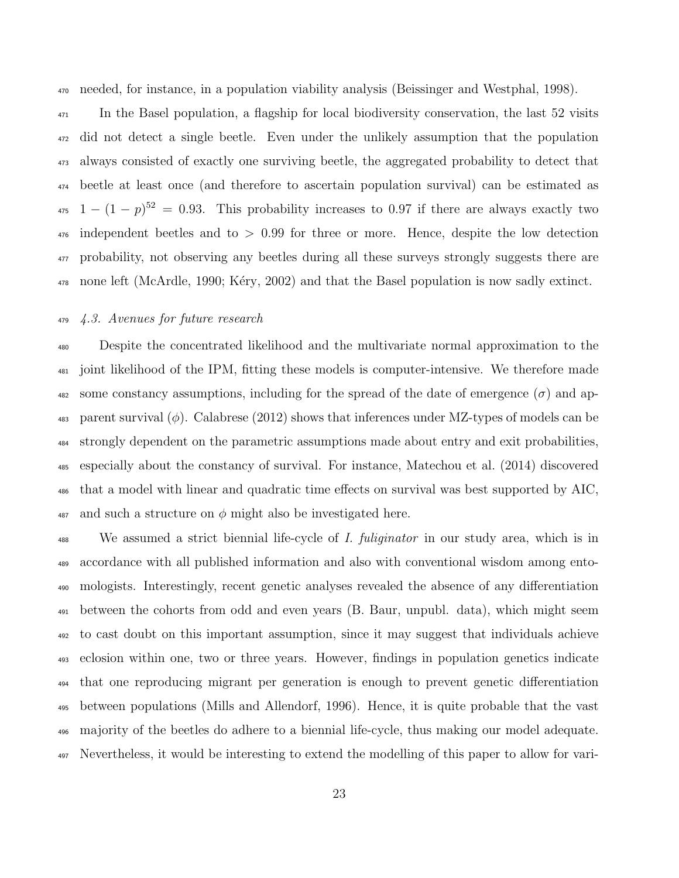needed, for instance, in a population viability analysis (Beissinger and Westphal, 1998).

In the Basel population, a flagship for local biodiversity conservation, the last 52 visits did not detect a single beetle. Even under the unlikely assumption that the population always consisted of exactly one surviving beetle, the aggregated probability to detect that beetle at least once (and therefore to ascertain population survival) can be estimated as $1 - (1 - p)^{52} = 0.93$. This probability increases to 0.97 if there are always exactly two independent beetles and to $> 0.99$ for three or more. Hence, despite the low detection probability, not observing any beetles during all these surveys strongly suggests there are none left (McArdle, 1990; Kéry, 2002) and that the Basel population is now sadly extinct.

### *4.3. Avenues for future research*

Despite the concentrated likelihood and the multivariate normal approximation to the joint likelihood of the IPM, fitting these models is computer-intensive. We therefore made some constancy assumptions, including for the spread of the date of emergence ($\sigma$) and apparent survival ($\phi$). Calabrese (2012) shows that inferences under MZ-types of models can be strongly dependent on the parametric assumptions made about entry and exit probabilities, especially about the constancy of survival. For instance, Matechou et al. (2014) discovered that a model with linear and quadratic time effects on survival was best supported by AIC, and such a structure on $\phi$ might also be investigated here.

We assumed a strict biennial life-cycle of *I. fuliginator* in our study area, which is in accordance with all published information and also with conventional wisdom among entomologists. Interestingly, recent genetic analyses revealed the absence of any differentiation between the cohorts from odd and even years (B. Baur, unpubl. data), which might seem to cast doubt on this important assumption, since it may suggest that individuals achieve eclosion within one, two or three years. However, findings in population genetics indicate that one reproducing migrant per generation is enough to prevent genetic differentiation between populations (Mills and Allendorf, 1996). Hence, it is quite probable that the vast majority of the beetles do adhere to a biennial life-cycle, thus making our model adequate. Nevertheless, it would be interesting to extend the modelling of this paper to allow for vari-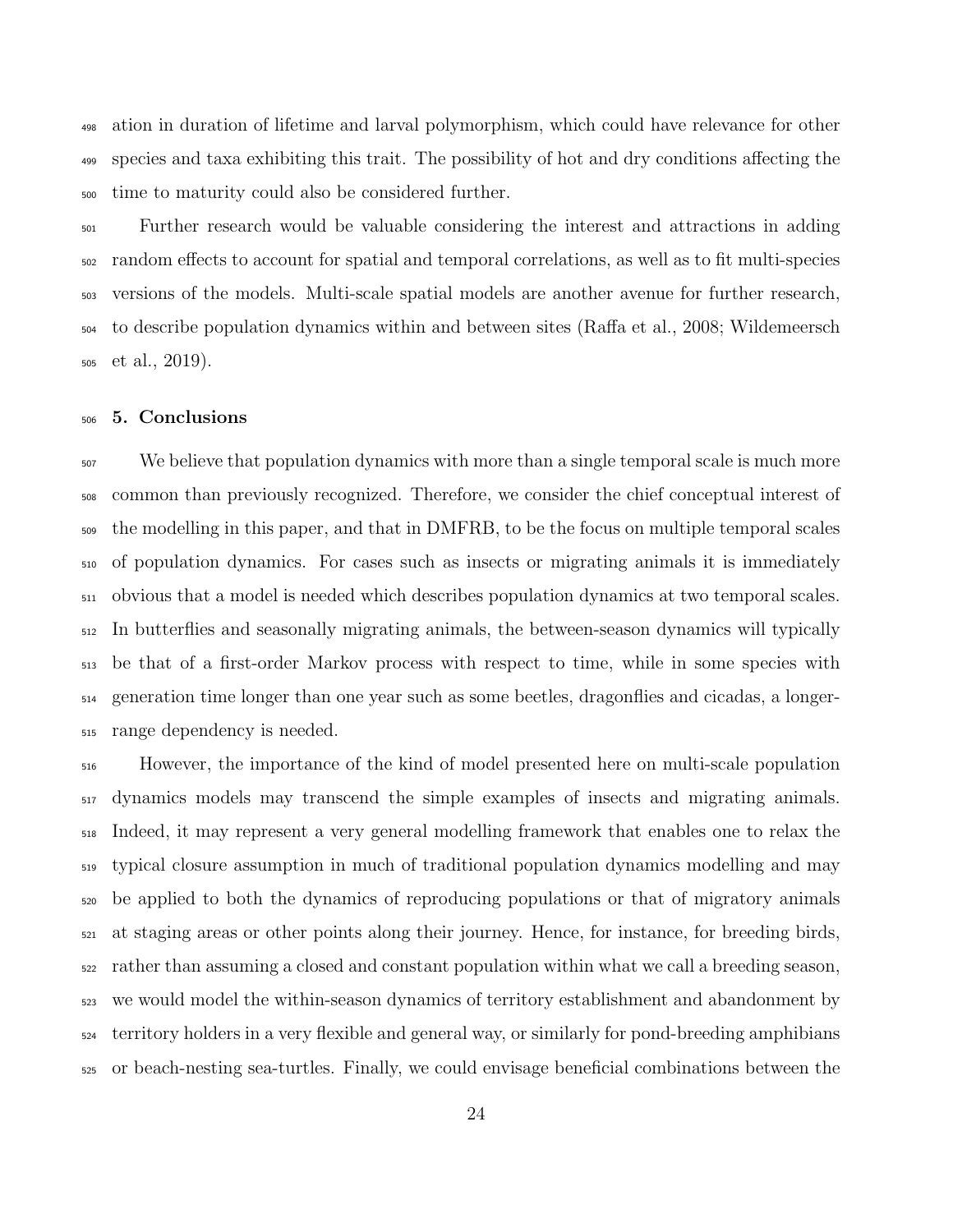ation in duration of lifetime and larval polymorphism, which could have relevance for other species and taxa exhibiting this trait. The possibility of hot and dry conditions affecting the time to maturity could also be considered further.

Further research would be valuable considering the interest and attractions in adding random effects to account for spatial and temporal correlations, as well as to fit multi-species versions of the models. Multi-scale spatial models are another avenue for further research, to describe population dynamics within and between sites (Raffa et al., 2008; Wildemeersch et al., 2019).

## 5. Conclusions

We believe that population dynamics with more than a single temporal scale is much more common than previously recognized. Therefore, we consider the chief conceptual interest of the modelling in this paper, and that in DMFRB, to be the focus on multiple temporal scales of population dynamics. For cases such as insects or migrating animals it is immediately obvious that a model is needed which describes population dynamics at two temporal scales. In butterflies and seasonally migrating animals, the between-season dynamics will typically be that of a first-order Markov process with respect to time, while in some species with generation time longer than one year such as some beetles, dragonflies and cicadas, a longer-range dependency is needed.

However, the importance of the kind of model presented here on multi-scale population dynamics models may transcend the simple examples of insects and migrating animals. Indeed, it may represent a very general modelling framework that enables one to relax the typical closure assumption in much of traditional population dynamics modelling and may be applied to both the dynamics of reproducing populations or that of migratory animals at staging areas or other points along their journey. Hence, for instance, for breeding birds, rather than assuming a closed and constant population within what we call a breeding season, we would model the within-season dynamics of territory establishment and abandonment by territory holders in a very flexible and general way, or similarly for pond-breeding amphibians or beach-nesting sea-turtles. Finally, we could envisage beneficial combinations between the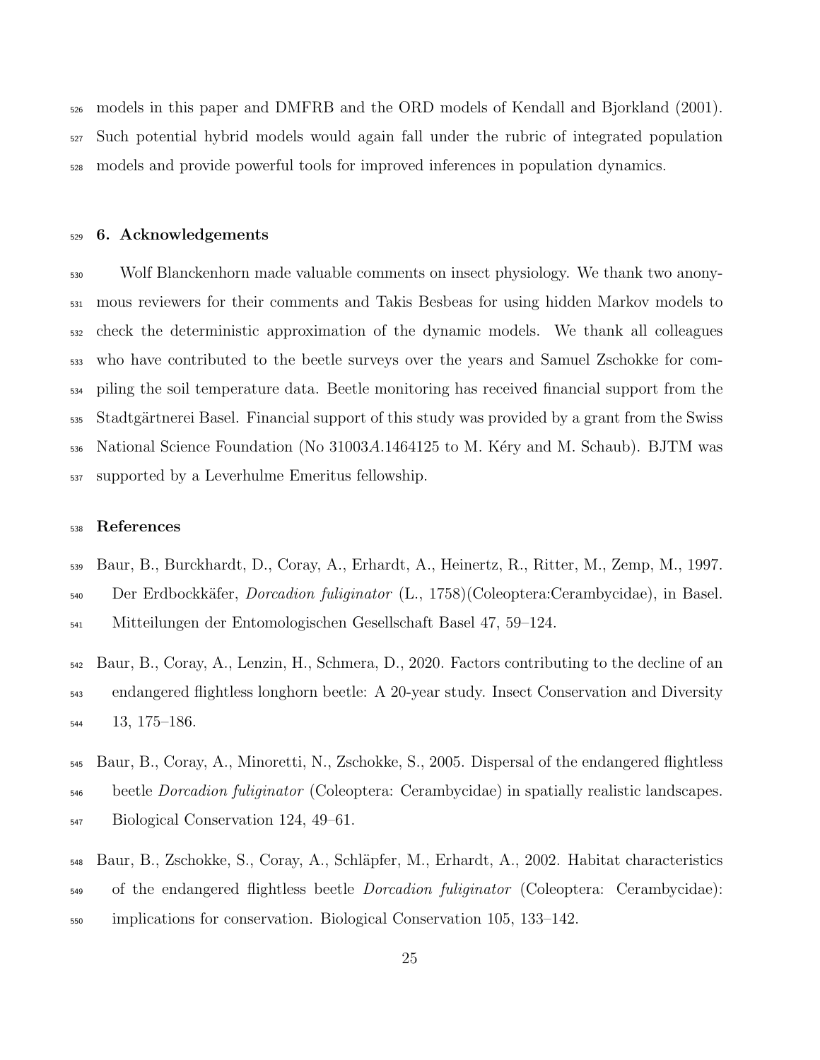models in this paper and DMFRB and the ORD models of Kendall and Bjorkland (2001). Such potential hybrid models would again fall under the rubric of integrated population models and provide powerful tools for improved inferences in population dynamics.

## 6. Acknowledgements

Wolf Blanckenhorn made valuable comments on insect physiology. We thank two anonymous reviewers for their comments and Takis Besbeas for using hidden Markov models to check the deterministic approximation of the dynamic models. We thank all colleagues who have contributed to the beetle surveys over the years and Samuel Zschokke for compiling the soil temperature data. Beetle monitoring has received financial support from the Stadtgärtnerei Basel. Financial support of this study was provided by a grant from the Swiss National Science Foundation (No 31003*A*.1464125 to M. Kéry and M. Schaub). BJTM was supported by a Leverhulme Emeritus fellowship.

## References

Baur, B., Burckhardt, D., Coray, A., Erhardt, A., Heinertz, R., Ritter, M., Zemp, M., 1997. Der Erdbockkäfer, *Dorcadion fuliginator* (L., 1758)(Coleoptera:Cerambycidae), in Basel. Mitteilungen der Entomologischen Gesellschaft Basel 47, 59–124.

Baur, B., Coray, A., Lenzin, H., Schmera, D., 2020. Factors contributing to the decline of an endangered flightless longhorn beetle: A 20-year study. Insect Conservation and Diversity 13, 175–186.

Baur, B., Coray, A., Minoretti, N., Zschokke, S., 2005. Dispersal of the endangered flightless beetle *Dorcadion fuliginator* (Coleoptera: Cerambycidae) in spatially realistic landscapes. Biological Conservation 124, 49–61.

Baur, B., Zschokke, S., Coray, A., Schläpfer, M., Erhardt, A., 2002. Habitat characteristics of the endangered flightless beetle *Dorcadion fuliginator* (Coleoptera: Cerambycidae): implications for conservation. Biological Conservation 105, 133–142.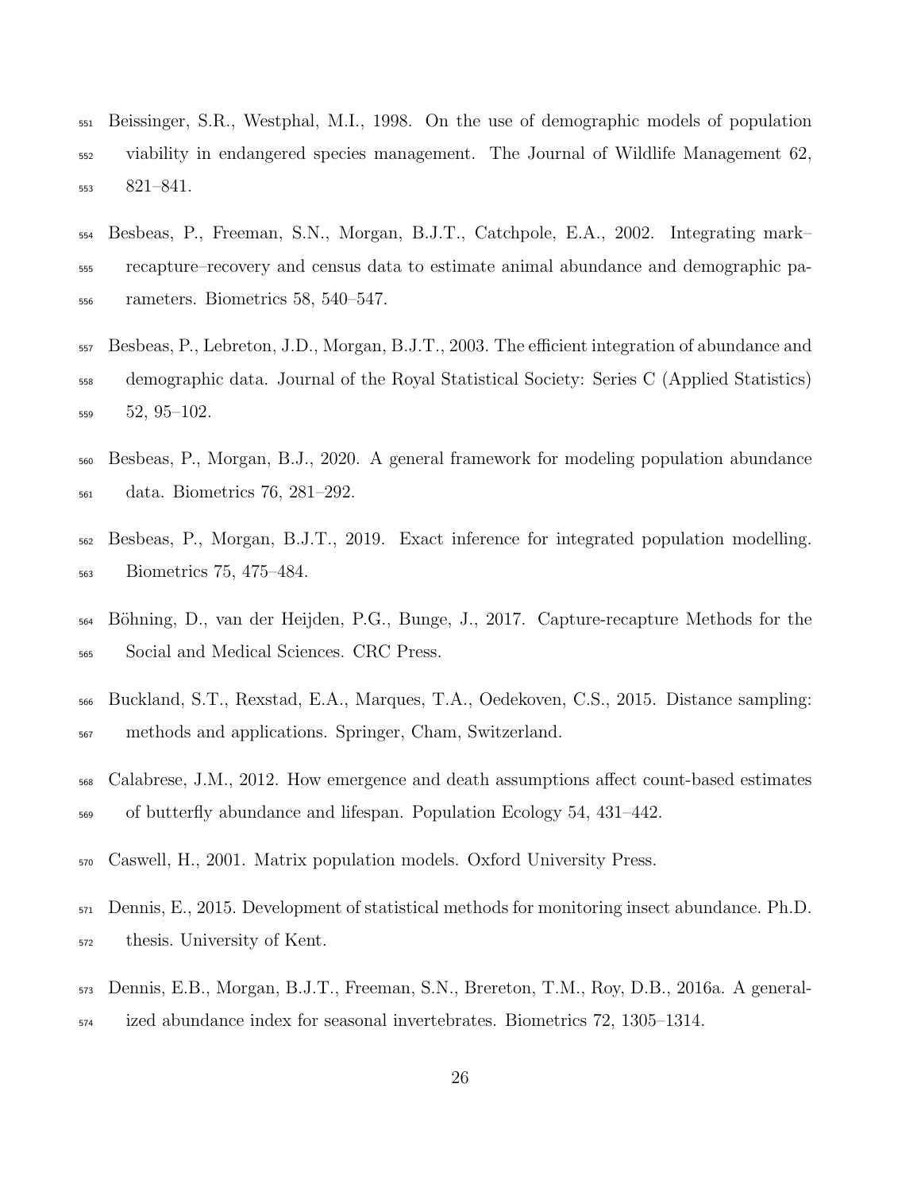Beissinger, S.R., Westphal, M.I., 1998. On the use of demographic models of population viability in endangered species management. The Journal of Wildlife Management 62, 821–841.

Besbeas, P., Freeman, S.N., Morgan, B.J.T., Catchpole, E.A., 2002. Integrating mark–recapture–recovery and census data to estimate animal abundance and demographic parameters. Biometrics 58, 540–547.

Besbeas, P., Lebreton, J.D., Morgan, B.J.T., 2003. The efficient integration of abundance and demographic data. Journal of the Royal Statistical Society: Series C (Applied Statistics) 52, 95–102.

Besbeas, P., Morgan, B.J., 2020. A general framework for modeling population abundance data. Biometrics 76, 281–292.

Besbeas, P., Morgan, B.J.T., 2019. Exact inference for integrated population modelling. Biometrics 75, 475–484.

Böhning, D., van der Heijden, P.G., Bunge, J., 2017. Capture-recapture Methods for the Social and Medical Sciences. CRC Press.

Buckland, S.T., Rexstad, E.A., Marques, T.A., Oedekoven, C.S., 2015. Distance sampling: methods and applications. Springer, Cham, Switzerland.

Calabrese, J.M., 2012. How emergence and death assumptions affect count-based estimates of butterfly abundance and lifespan. Population Ecology 54, 431–442.

Caswell, H., 2001. Matrix population models. Oxford University Press.

Dennis, E., 2015. Development of statistical methods for monitoring insect abundance. Ph.D. thesis. University of Kent.

Dennis, E.B., Morgan, B.J.T., Freeman, S.N., Brereton, T.M., Roy, D.B., 2016a. A generalized abundance index for seasonal invertebrates. Biometrics 72, 1305–1314.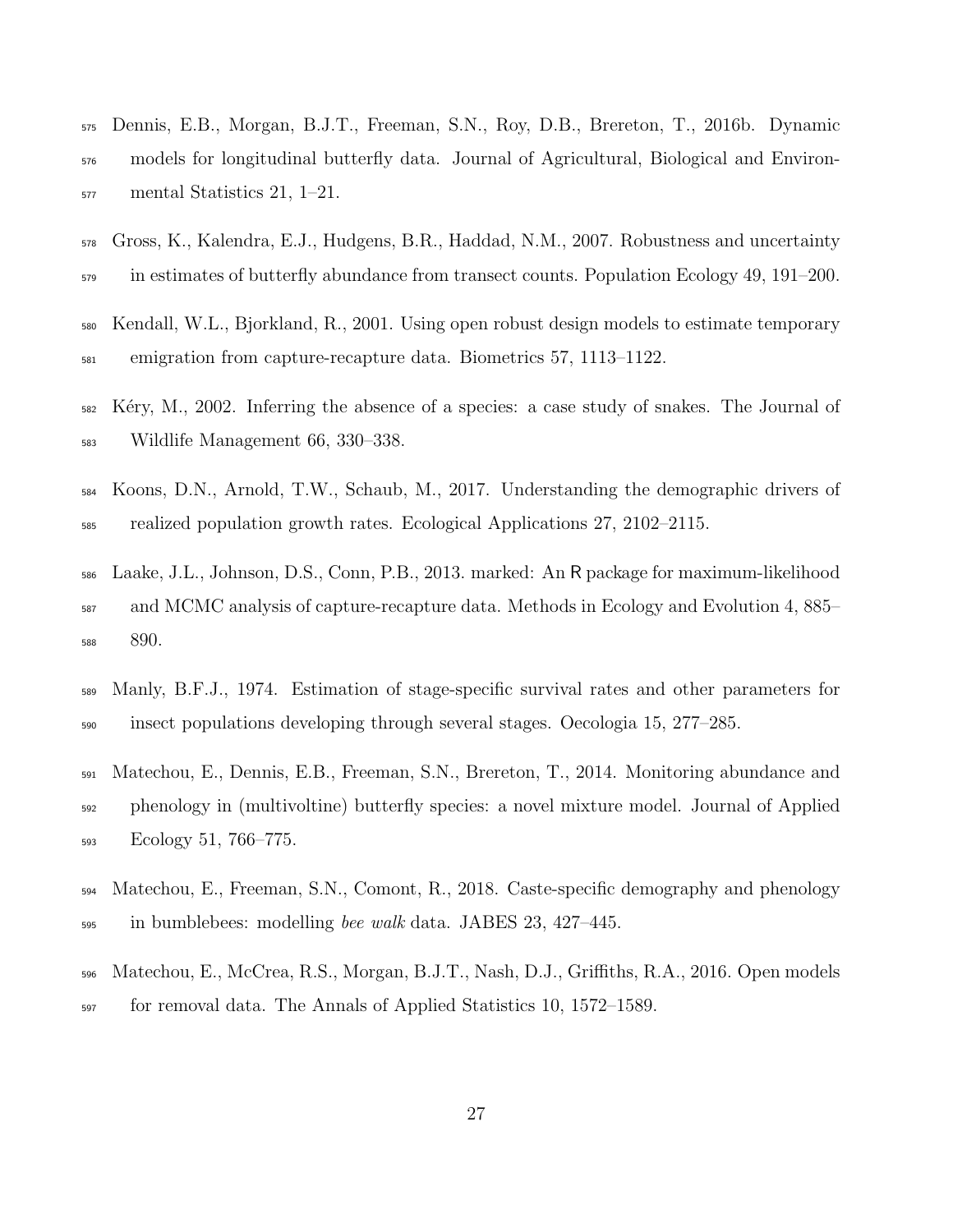Dennis, E.B., Morgan, B.J.T., Freeman, S.N., Roy, D.B., Brereton, T., 2016b. Dynamic models for longitudinal butterfly data. Journal of Agricultural, Biological and Environmental Statistics 21, 1–21.

Gross, K., Kalendra, E.J., Hudgens, B.R., Haddad, N.M., 2007. Robustness and uncertainty in estimates of butterfly abundance from transect counts. Population Ecology 49, 191–200.

Kendall, W.L., Bjorkland, R., 2001. Using open robust design models to estimate temporary emigration from capture-recapture data. Biometrics 57, 1113–1122.

Kéry, M., 2002. Inferring the absence of a species: a case study of snakes. The Journal of Wildlife Management 66, 330–338.

Koons, D.N., Arnold, T.W., Schaub, M., 2017. Understanding the demographic drivers of realized population growth rates. Ecological Applications 27, 2102–2115.

Laake, J.L., Johnson, D.S., Conn, P.B., 2013. marked: An R package for maximum-likelihood and MCMC analysis of capture-recapture data. Methods in Ecology and Evolution 4, 885–890.

Manly, B.F.J., 1974. Estimation of stage-specific survival rates and other parameters for insect populations developing through several stages. Oecologia 15, 277–285.

Matechou, E., Dennis, E.B., Freeman, S.N., Brereton, T., 2014. Monitoring abundance and phenology in (multivoltine) butterfly species: a novel mixture model. Journal of Applied Ecology 51, 766–775.

Matechou, E., Freeman, S.N., Comont, R., 2018. Caste-specific demography and phenology in bumblebees: modelling *bee walk* data. JABES 23, 427–445.

Matechou, E., McCrea, R.S., Morgan, B.J.T., Nash, D.J., Griffiths, R.A., 2016. Open models for removal data. The Annals of Applied Statistics 10, 1572–1589.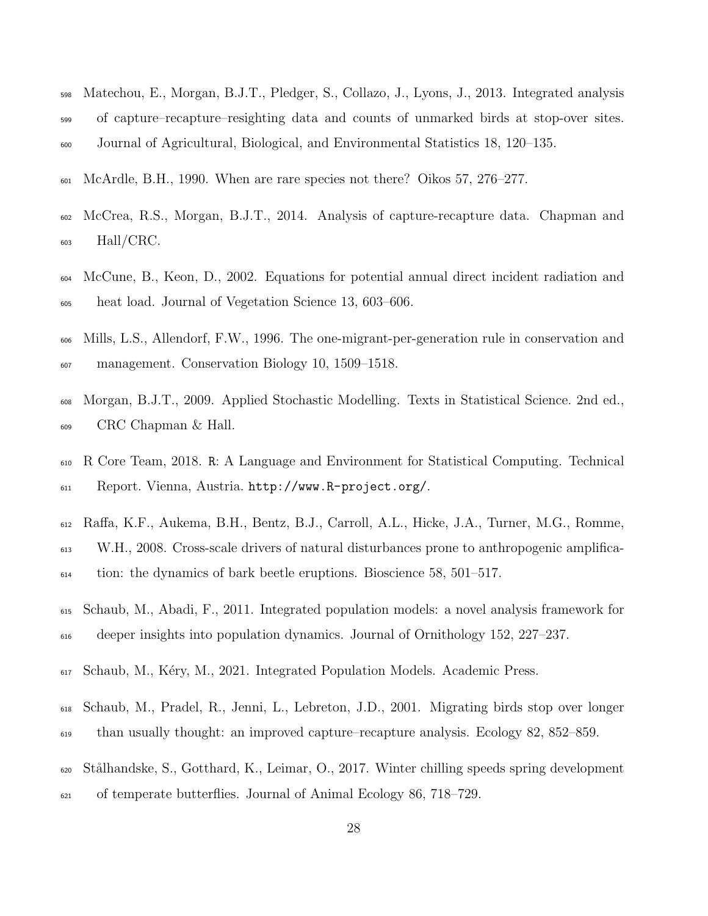Matechou, E., Morgan, B.J.T., Pledger, S., Collazo, J., Lyons, J., 2013. Integrated analysis of capture–recapture–resighting data and counts of unmarked birds at stop-over sites. Journal of Agricultural, Biological, and Environmental Statistics 18, 120–135.

McArdle, B.H., 1990. When are rare species not there? Oikos 57, 276–277.

McCrea, R.S., Morgan, B.J.T., 2014. Analysis of capture-recapture data. Chapman and Hall/CRC.

McCune, B., Keon, D., 2002. Equations for potential annual direct incident radiation and heat load. Journal of Vegetation Science 13, 603–606.

Mills, L.S., Allendorf, F.W., 1996. The one-migrant-per-generation rule in conservation and management. Conservation Biology 10, 1509–1518.

Morgan, B.J.T., 2009. Applied Stochastic Modelling. Texts in Statistical Science. 2nd ed., CRC Chapman & Hall.

R Core Team, 2018. R: A Language and Environment for Statistical Computing. Technical Report. Vienna, Austria. http://www.R-project.org/.

Raffa, K.F., Aukema, B.H., Bentz, B.J., Carroll, A.L., Hicke, J.A., Turner, M.G., Romme, W.H., 2008. Cross-scale drivers of natural disturbances prone to anthropogenic amplification: the dynamics of bark beetle eruptions. Bioscience 58, 501–517.

Schaub, M., Abadi, F., 2011. Integrated population models: a novel analysis framework for deeper insights into population dynamics. Journal of Ornithology 152, 227–237.

Schaub, M., Kéry, M., 2021. Integrated Population Models. Academic Press.

Schaub, M., Pradel, R., Jenni, L., Lebreton, J.D., 2001. Migrating birds stop over longer than usually thought: an improved capture–recapture analysis. Ecology 82, 852–859.

Stålhandske, S., Gotthard, K., Leimar, O., 2017. Winter chilling speeds spring development of temperate butterflies. Journal of Animal Ecology 86, 718–729.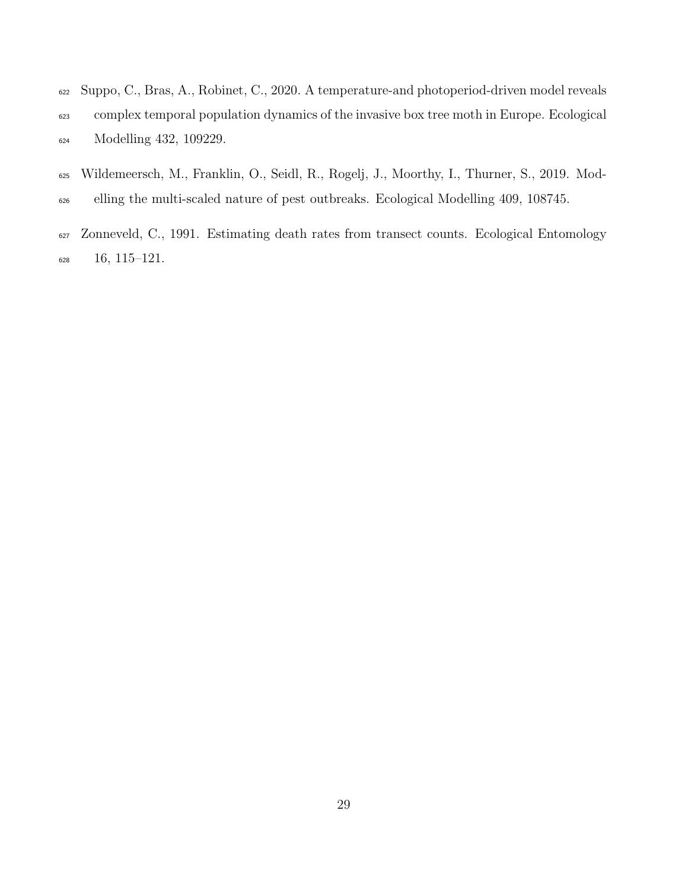Suppo, C., Bras, A., Robinet, C., 2020. A temperature-and photoperiod-driven model reveals complex temporal population dynamics of the invasive box tree moth in Europe. Ecological Modelling 432, 109229.

Wildemeersch, M., Franklin, O., Seidl, R., Rogelj, J., Moorthy, I., Thurner, S., 2019. Modelling the multi-scaled nature of pest outbreaks. Ecological Modelling 409, 108745.

Zonneveld, C., 1991. Estimating death rates from transect counts. Ecological Entomology 16, 115–121.